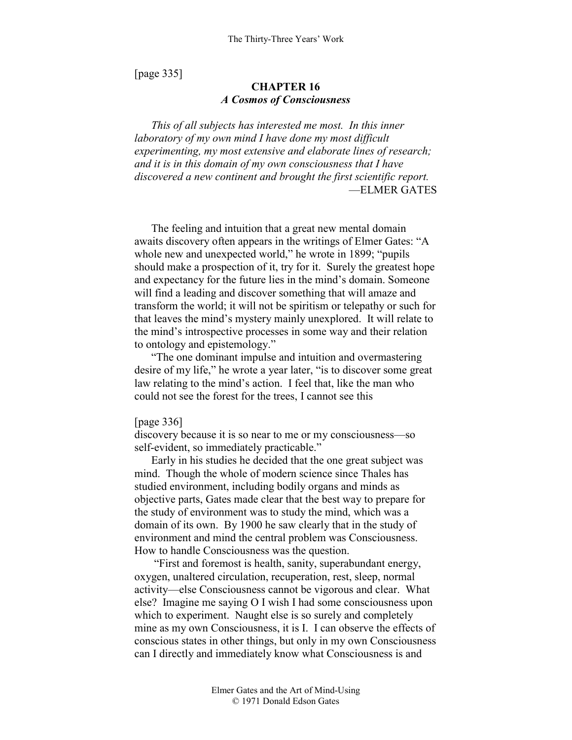[page 335]

# CHAPTER 16
## *A Cosmos of Consciousness*

*This of all subjects has interested me most. In this inner laboratory of my own mind I have done my most difficult experimenting, my most extensive and elaborate lines of research; and it is in this domain of my own consciousness that I have discovered a new continent and brought the first scientific report.*
—ELMER GATES

The feeling and intuition that a great new mental domain awaits discovery often appears in the writings of Elmer Gates: "A whole new and unexpected world," he wrote in 1899; "pupils should make a prospection of it, try for it. Surely the greatest hope and expectancy for the future lies in the mind's domain. Someone will find a leading and discover something that will amaze and transform the world; it will not be spiritism or telepathy or such for that leaves the mind's mystery mainly unexplored. It will relate to the mind's introspective processes in some way and their relation to ontology and epistemology."

"The one dominant impulse and intuition and overmastering desire of my life," he wrote a year later, "is to discover some great law relating to the mind's action. I feel that, like the man who could not see the forest for the trees, I cannot see this

[page 336]

discovery because it is so near to me or my consciousness—so self-evident, so immediately practicable."

Early in his studies he decided that the one great subject was mind. Though the whole of modern science since Thales has studied environment, including bodily organs and minds as objective parts, Gates made clear that the best way to prepare for the study of environment was to study the mind, which was a domain of its own. By 1900 he saw clearly that in the study of environment and mind the central problem was Consciousness. How to handle Consciousness was the question.

"First and foremost is health, sanity, superabundant energy, oxygen, unaltered circulation, recuperation, rest, sleep, normal activity—else Consciousness cannot be vigorous and clear. What else? Imagine me saying O I wish I had some consciousness upon which to experiment. Naught else is so surely and completely mine as my own Consciousness, it is I. I can observe the effects of conscious states in other things, but only in my own Consciousness can I directly and immediately know what Consciousness is and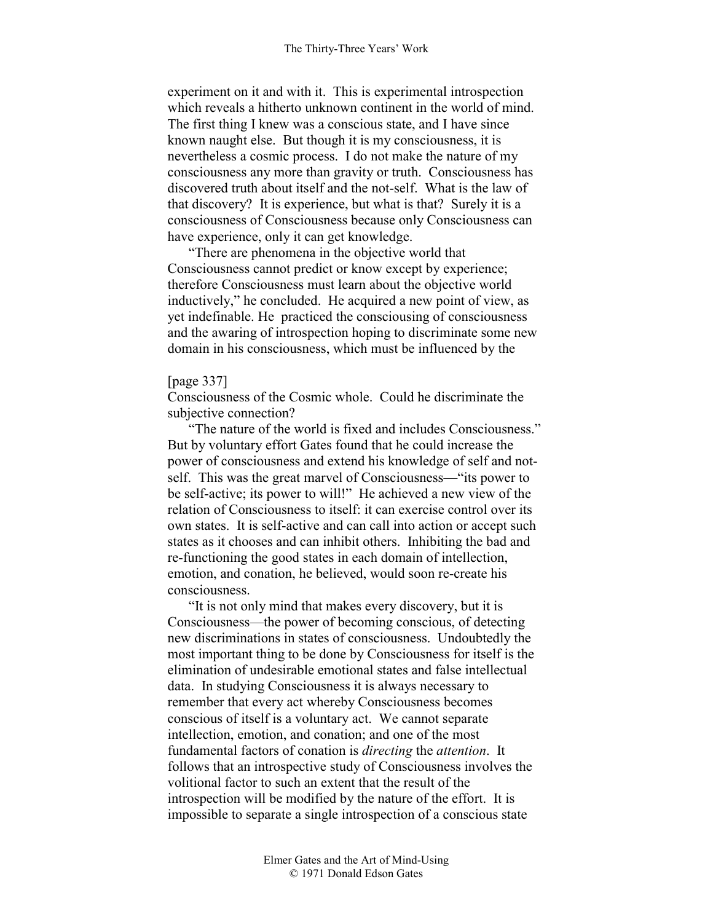experiment on it and with it. This is experimental introspection which reveals a hitherto unknown continent in the world of mind. The first thing I knew was a conscious state, and I have since known naught else. But though it is my consciousness, it is nevertheless a cosmic process. I do not make the nature of my consciousness any more than gravity or truth. Consciousness has discovered truth about itself and the not-self. What is the law of that discovery? It is experience, but what is that? Surely it is a consciousness of Consciousness because only Consciousness can have experience, only it can get knowledge.

"There are phenomena in the objective world that Consciousness cannot predict or know except by experience; therefore Consciousness must learn about the objective world inductively," he concluded. He acquired a new point of view, as yet indefinable. He practiced the consciousing of consciousness and the awaring of introspection hoping to discriminate some new domain in his consciousness, which must be influenced by the

[page 337]

Consciousness of the Cosmic whole. Could he discriminate the subjective connection?

"The nature of the world is fixed and includes Consciousness." But by voluntary effort Gates found that he could increase the power of consciousness and extend his knowledge of self and not-self. This was the great marvel of Consciousness—"its power to be self-active; its power to will!" He achieved a new view of the relation of Consciousness to itself: it can exercise control over its own states. It is self-active and can call into action or accept such states as it chooses and can inhibit others. Inhibiting the bad and re-functioning the good states in each domain of intellection, emotion, and conation, he believed, would soon re-create his consciousness.

"It is not only mind that makes every discovery, but it is Consciousness—the power of becoming conscious, of detecting new discriminations in states of consciousness. Undoubtedly the most important thing to be done by Consciousness for itself is the elimination of undesirable emotional states and false intellectual data. In studying Consciousness it is always necessary to remember that every act whereby Consciousness becomes conscious of itself is a voluntary act. We cannot separate intellection, emotion, and conation; and one of the most fundamental factors of conation is *directing* the *attention*. It follows that an introspective study of Consciousness involves the volitional factor to such an extent that the result of the introspection will be modified by the nature of the effort. It is impossible to separate a single introspection of a conscious state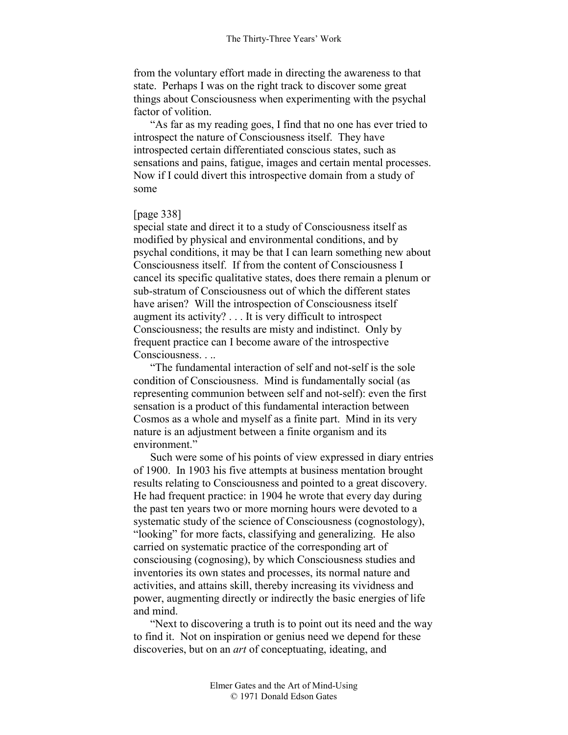from the voluntary effort made in directing the awareness to that state. Perhaps I was on the right track to discover some great things about Consciousness when experimenting with the psychal factor of volition.

"As far as my reading goes, I find that no one has ever tried to introspect the nature of Consciousness itself. They have introspected certain differentiated conscious states, such as sensations and pains, fatigue, images and certain mental processes. Now if I could divert this introspective domain from a study of some

[page 338]

special state and direct it to a study of Consciousness itself as modified by physical and environmental conditions, and by psychal conditions, it may be that I can learn something new about Consciousness itself. If from the content of Consciousness I cancel its specific qualitative states, does there remain a plenum or sub-stratum of Consciousness out of which the different states have arisen? Will the introspection of Consciousness itself augment its activity? . . . It is very difficult to introspect Consciousness; the results are misty and indistinct. Only by frequent practice can I become aware of the introspective Consciousness. . ..

"The fundamental interaction of self and not-self is the sole condition of Consciousness. Mind is fundamentally social (as representing communion between self and not-self): even the first sensation is a product of this fundamental interaction between Cosmos as a whole and myself as a finite part. Mind in its very nature is an adjustment between a finite organism and its environment."

Such were some of his points of view expressed in diary entries of 1900. In 1903 his five attempts at business mentation brought results relating to Consciousness and pointed to a great discovery. He had frequent practice: in 1904 he wrote that every day during the past ten years two or more morning hours were devoted to a systematic study of the science of Consciousness (cognostology), "looking" for more facts, classifying and generalizing. He also carried on systematic practice of the corresponding art of consciousing (cognosing), by which Consciousness studies and inventories its own states and processes, its normal nature and activities, and attains skill, thereby increasing its vividness and power, augmenting directly or indirectly the basic energies of life and mind.

"Next to discovering a truth is to point out its need and the way to find it. Not on inspiration or genius need we depend for these discoveries, but on an *art* of conceptuating, ideating, and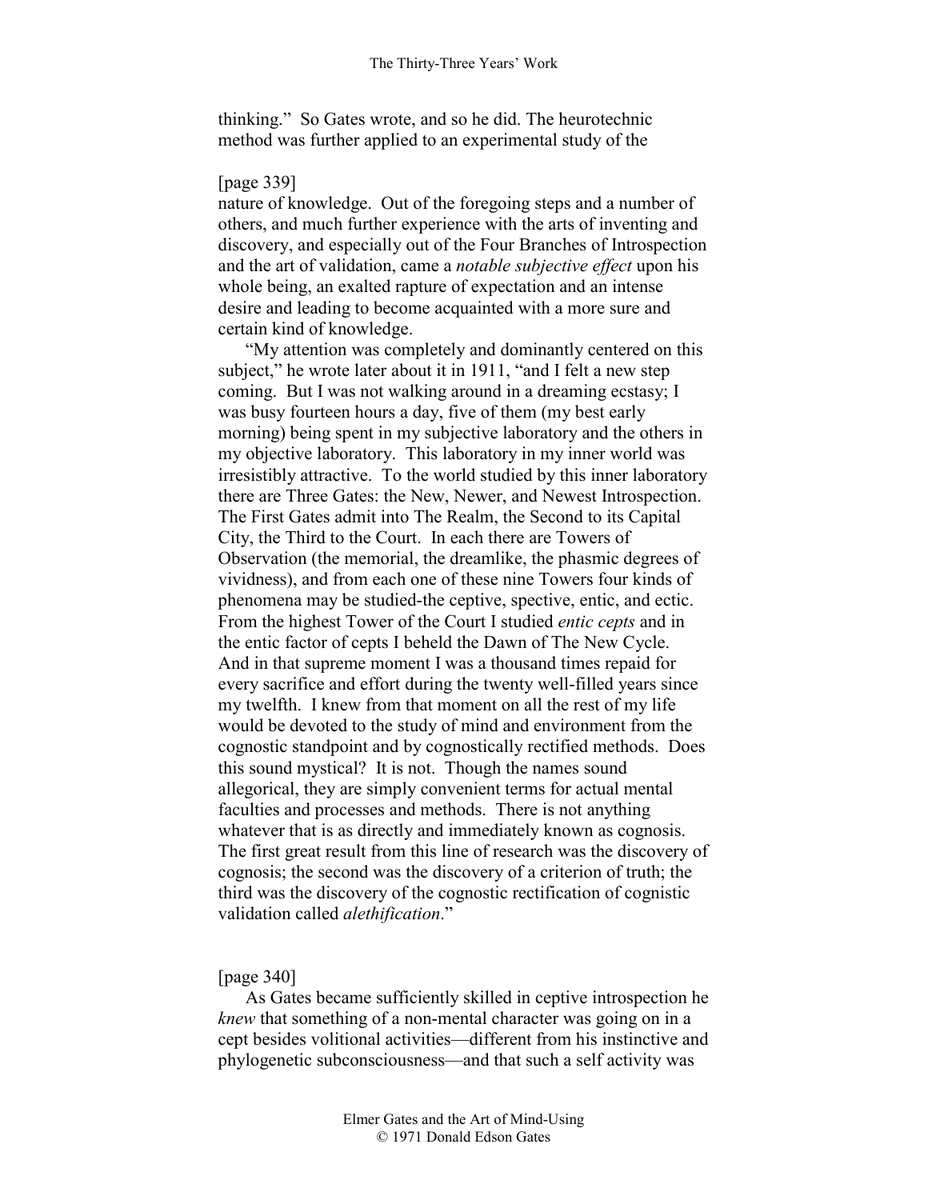thinking." So Gates wrote, and so he did. The heurotechnic method was further applied to an experimental study of the

[page 339]
nature of knowledge. Out of the foregoing steps and a number of others, and much further experience with the arts of inventing and discovery, and especially out of the Four Branches of Introspection and the art of validation, came a *notable subjective effect* upon his whole being, an exalted rapture of expectation and an intense desire and leading to become acquainted with a more sure and certain kind of knowledge.

"My attention was completely and dominantly centered on this subject," he wrote later about it in 1911, "and I felt a new step coming. But I was not walking around in a dreaming ecstasy; I was busy fourteen hours a day, five of them (my best early morning) being spent in my subjective laboratory and the others in my objective laboratory. This laboratory in my inner world was irresistibly attractive. To the world studied by this inner laboratory there are Three Gates: the New, Newer, and Newest Introspection. The First Gates admit into The Realm, the Second to its Capital City, the Third to the Court. In each there are Towers of Observation (the memorial, the dreamlike, the phasmic degrees of vividness), and from each one of these nine Towers four kinds of phenomena may be studied-the ceptive, spective, entic, and ectic. From the highest Tower of the Court I studied *entic cepts* and in the entic factor of cepts I beheld the Dawn of The New Cycle. And in that supreme moment I was a thousand times repaid for every sacrifice and effort during the twenty well-filled years since my twelfth. I knew from that moment on all the rest of my life would be devoted to the study of mind and environment from the cognostic standpoint and by cognostically rectified methods. Does this sound mystical? It is not. Though the names sound allegorical, they are simply convenient terms for actual mental faculties and processes and methods. There is not anything whatever that is as directly and immediately known as cognosis. The first great result from this line of research was the discovery of cognosis; the second was the discovery of a criterion of truth; the third was the discovery of the cognostic rectification of cognistic validation called *alethification*."

[page 340]
As Gates became sufficiently skilled in ceptive introspection he *knew* that something of a non-mental character was going on in a cept besides volitional activities—different from his instinctive and phylogenetic subconsciousness—and that such a self activity was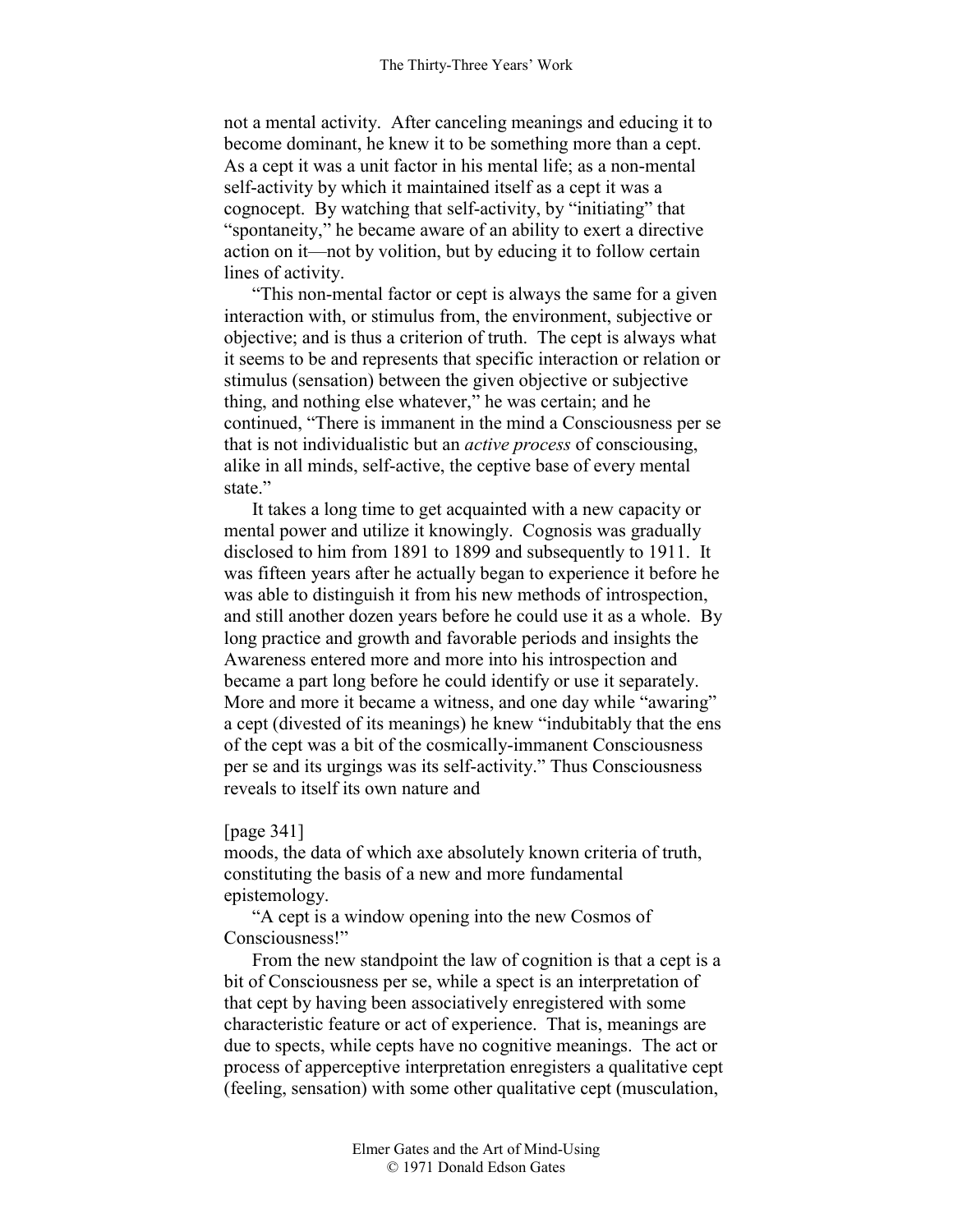not a mental activity. After canceling meanings and educing it to become dominant, he knew it to be something more than a cept. As a cept it was a unit factor in his mental life; as a non-mental self-activity by which it maintained itself as a cept it was a cognocept. By watching that self-activity, by "initiating" that "spontaneity," he became aware of an ability to exert a directive action on it—not by volition, but by educing it to follow certain lines of activity.

"This non-mental factor or cept is always the same for a given interaction with, or stimulus from, the environment, subjective or objective; and is thus a criterion of truth. The cept is always what it seems to be and represents that specific interaction or relation or stimulus (sensation) between the given objective or subjective thing, and nothing else whatever," he was certain; and he continued, "There is immanent in the mind a Consciousness per se that is not individualistic but an *active process* of consciousing, alike in all minds, self-active, the ceptive base of every mental state."

It takes a long time to get acquainted with a new capacity or mental power and utilize it knowingly. Cognosis was gradually disclosed to him from 1891 to 1899 and subsequently to 1911. It was fifteen years after he actually began to experience it before he was able to distinguish it from his new methods of introspection, and still another dozen years before he could use it as a whole. By long practice and growth and favorable periods and insights the Awareness entered more and more into his introspection and became a part long before he could identify or use it separately. More and more it became a witness, and one day while "awaring" a cept (divested of its meanings) he knew "indubitably that the ens of the cept was a bit of the cosmically-immanent Consciousness per se and its urgings was its self-activity." Thus Consciousness reveals to itself its own nature and

[page 341]

moods, the data of which axe absolutely known criteria of truth, constituting the basis of a new and more fundamental epistemology.

"A cept is a window opening into the new Cosmos of Consciousness!"

From the new standpoint the law of cognition is that a cept is a bit of Consciousness per se, while a spect is an interpretation of that cept by having been associatively enregistered with some characteristic feature or act of experience. That is, meanings are due to spects, while cepts have no cognitive meanings. The act or process of apperceptive interpretation enregisters a qualitative cept (feeling, sensation) with some other qualitative cept (musculation,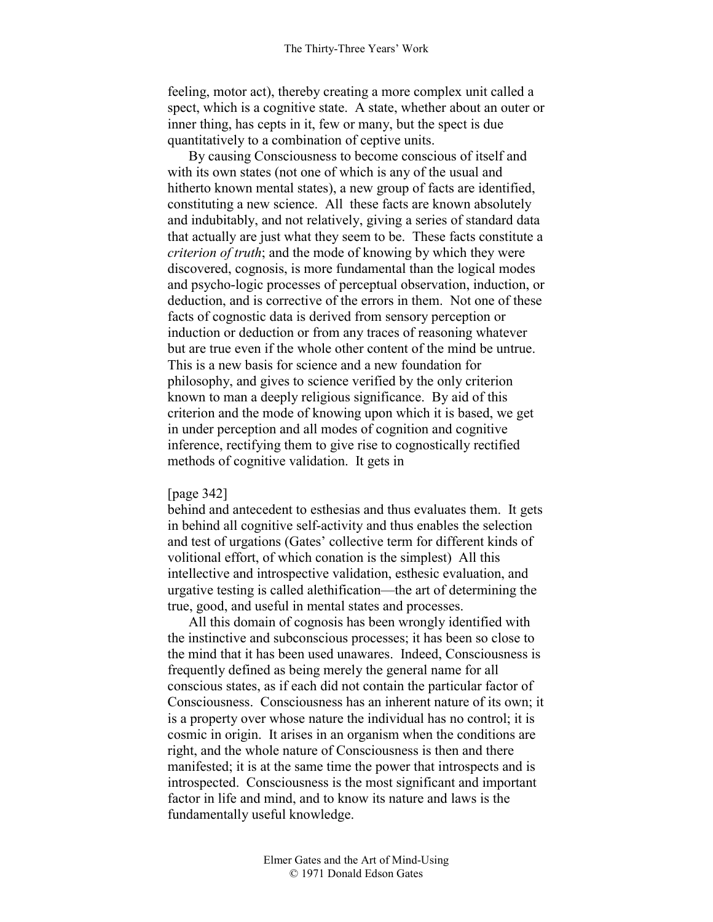feeling, motor act), thereby creating a more complex unit called a spect, which is a cognitive state. A state, whether about an outer or inner thing, has cepts in it, few or many, but the spect is due quantitatively to a combination of ceptive units.

By causing Consciousness to become conscious of itself and with its own states (not one of which is any of the usual and hitherto known mental states), a new group of facts are identified, constituting a new science. All these facts are known absolutely and indubitably, and not relatively, giving a series of standard data that actually are just what they seem to be. These facts constitute a *criterion of truth*; and the mode of knowing by which they were discovered, cognosis, is more fundamental than the logical modes and psycho-logic processes of perceptual observation, induction, or deduction, and is corrective of the errors in them. Not one of these facts of cognostic data is derived from sensory perception or induction or deduction or from any traces of reasoning whatever but are true even if the whole other content of the mind be untrue. This is a new basis for science and a new foundation for philosophy, and gives to science verified by the only criterion known to man a deeply religious significance. By aid of this criterion and the mode of knowing upon which it is based, we get in under perception and all modes of cognition and cognitive inference, rectifying them to give rise to cognostically rectified methods of cognitive validation. It gets in

[page 342]
behind and antecedent to esthesias and thus evaluates them. It gets in behind all cognitive self-activity and thus enables the selection and test of urgations (Gates' collective term for different kinds of volitional effort, of which conation is the simplest) All this intellective and introspective validation, esthesic evaluation, and urgative testing is called alethification—the art of determining the true, good, and useful in mental states and processes.

All this domain of cognosis has been wrongly identified with the instinctive and subconscious processes; it has been so close to the mind that it has been used unawares. Indeed, Consciousness is frequently defined as being merely the general name for all conscious states, as if each did not contain the particular factor of Consciousness. Consciousness has an inherent nature of its own; it is a property over whose nature the individual has no control; it is cosmic in origin. It arises in an organism when the conditions are right, and the whole nature of Consciousness is then and there manifested; it is at the same time the power that introspects and is introspected. Consciousness is the most significant and important factor in life and mind, and to know its nature and laws is the fundamentally useful knowledge.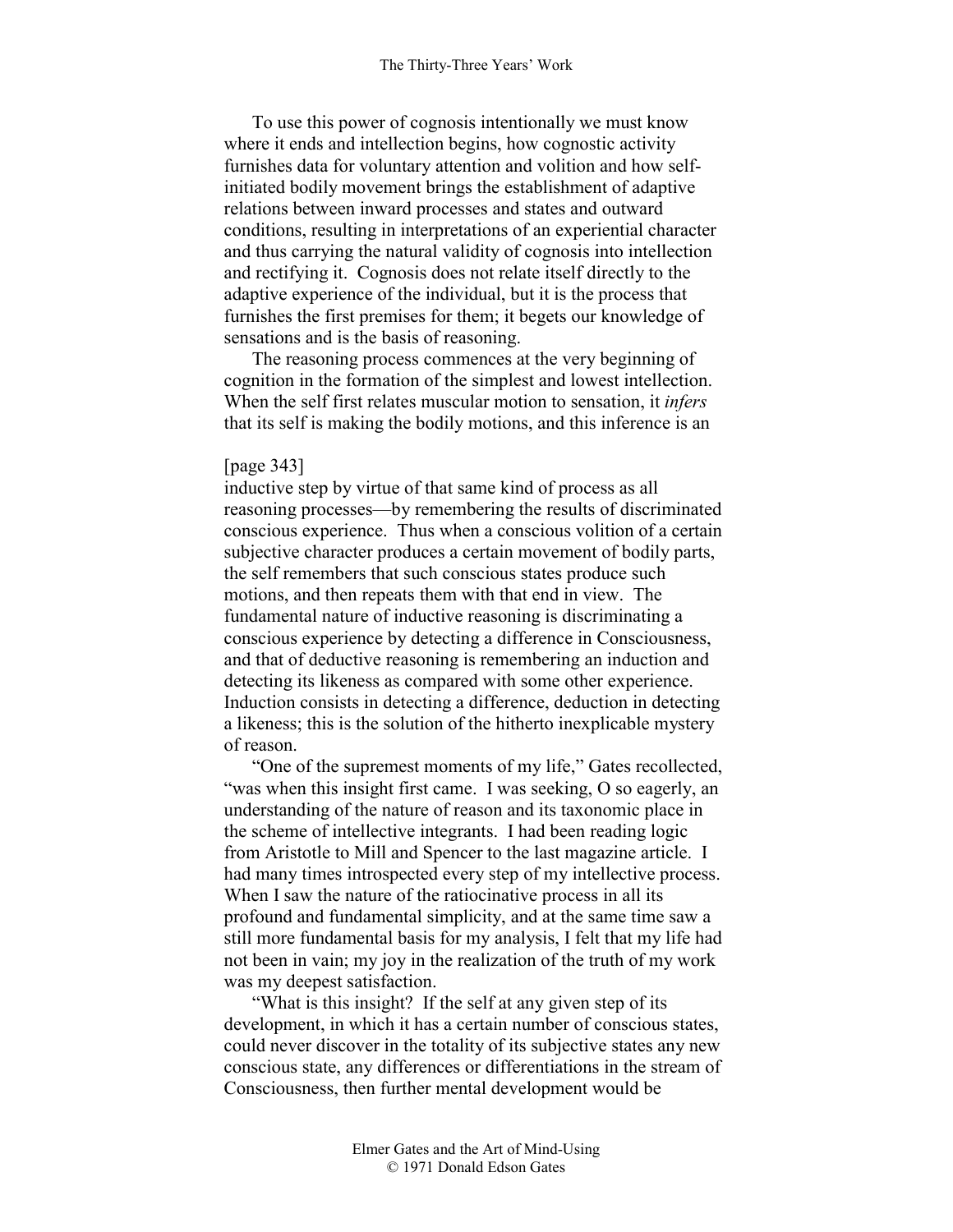To use this power of cognosis intentionally we must know where it ends and intellection begins, how cognostic activity furnishes data for voluntary attention and volition and how self-initiated bodily movement brings the establishment of adaptive relations between inward processes and states and outward conditions, resulting in interpretations of an experiential character and thus carrying the natural validity of cognosis into intellection and rectifying it. Cognosis does not relate itself directly to the adaptive experience of the individual, but it is the process that furnishes the first premises for them; it begets our knowledge of sensations and is the basis of reasoning.

The reasoning process commences at the very beginning of cognition in the formation of the simplest and lowest intellection. When the self first relates muscular motion to sensation, it *infers* that its self is making the bodily motions, and this inference is an

[page 343]

inductive step by virtue of that same kind of process as all reasoning processes—by remembering the results of discriminated conscious experience. Thus when a conscious volition of a certain subjective character produces a certain movement of bodily parts, the self remembers that such conscious states produce such motions, and then repeats them with that end in view. The fundamental nature of inductive reasoning is discriminating a conscious experience by detecting a difference in Consciousness, and that of deductive reasoning is remembering an induction and detecting its likeness as compared with some other experience. Induction consists in detecting a difference, deduction in detecting a likeness; this is the solution of the hitherto inexplicable mystery of reason.

"One of the supremest moments of my life," Gates recollected, "was when this insight first came. I was seeking, O so eagerly, an understanding of the nature of reason and its taxonomic place in the scheme of intellective integrants. I had been reading logic from Aristotle to Mill and Spencer to the last magazine article. I had many times introspected every step of my intellective process. When I saw the nature of the ratiocinative process in all its profound and fundamental simplicity, and at the same time saw a still more fundamental basis for my analysis, I felt that my life had not been in vain; my joy in the realization of the truth of my work was my deepest satisfaction.

"What is this insight? If the self at any given step of its development, in which it has a certain number of conscious states, could never discover in the totality of its subjective states any new conscious state, any differences or differentiations in the stream of Consciousness, then further mental development would be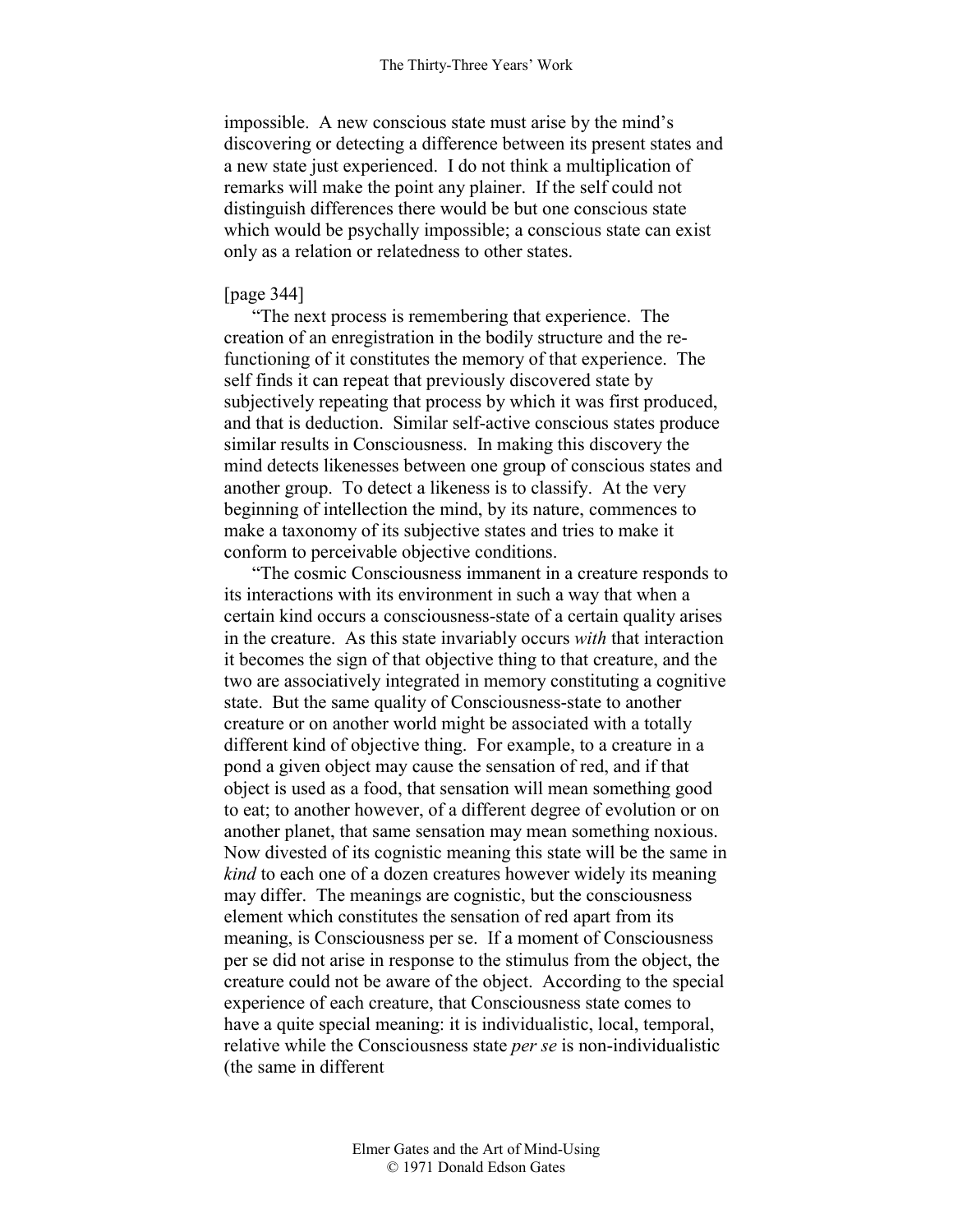impossible. A new conscious state must arise by the mind's discovering or detecting a difference between its present states and a new state just experienced. I do not think a multiplication of remarks will make the point any plainer. If the self could not distinguish differences there would be but one conscious state which would be psychally impossible; a conscious state can exist only as a relation or relatedness to other states.

[page 344]

"The next process is remembering that experience. The creation of an enregistration in the bodily structure and the re-functioning of it constitutes the memory of that experience. The self finds it can repeat that previously discovered state by subjectively repeating that process by which it was first produced, and that is deduction. Similar self-active conscious states produce similar results in Consciousness. In making this discovery the mind detects likenesses between one group of conscious states and another group. To detect a likeness is to classify. At the very beginning of intellection the mind, by its nature, commences to make a taxonomy of its subjective states and tries to make it conform to perceivable objective conditions.

"The cosmic Consciousness immanent in a creature responds to its interactions with its environment in such a way that when a certain kind occurs a consciousness-state of a certain quality arises in the creature. As this state invariably occurs *with* that interaction it becomes the sign of that objective thing to that creature, and the two are associatively integrated in memory constituting a cognitive state. But the same quality of Consciousness-state to another creature or on another world might be associated with a totally different kind of objective thing. For example, to a creature in a pond a given object may cause the sensation of red, and if that object is used as a food, that sensation will mean something good to eat; to another however, of a different degree of evolution or on another planet, that same sensation may mean something noxious. Now divested of its cognistic meaning this state will be the same in *kind* to each one of a dozen creatures however widely its meaning may differ. The meanings are cognistic, but the consciousness element which constitutes the sensation of red apart from its meaning, is Consciousness per se. If a moment of Consciousness per se did not arise in response to the stimulus from the object, the creature could not be aware of the object. According to the special experience of each creature, that Consciousness state comes to have a quite special meaning: it is individualistic, local, temporal, relative while the Consciousness state *per se* is non-individualistic (the same in different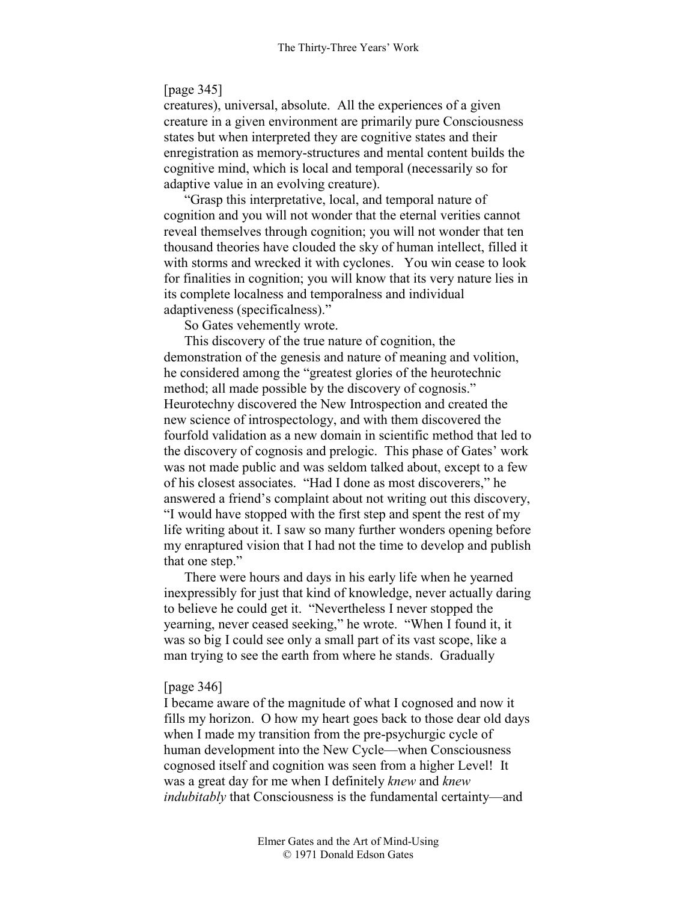[page 345]

creatures), universal, absolute. All the experiences of a given creature in a given environment are primarily pure Consciousness states but when interpreted they are cognitive states and their enregistration as memory-structures and mental content builds the cognitive mind, which is local and temporal (necessarily so for adaptive value in an evolving creature).

"Grasp this interpretative, local, and temporal nature of cognition and you will not wonder that the eternal verities cannot reveal themselves through cognition; you will not wonder that ten thousand theories have clouded the sky of human intellect, filled it with storms and wrecked it with cyclones. You win cease to look for finalities in cognition; you will know that its very nature lies in its complete localness and temporalness and individual adaptiveness (specificalness)."

So Gates vehemently wrote.

This discovery of the true nature of cognition, the demonstration of the genesis and nature of meaning and volition, he considered among the "greatest glories of the heurotechnic method; all made possible by the discovery of cognosis." Heurotechny discovered the New Introspection and created the new science of introspectology, and with them discovered the fourfold validation as a new domain in scientific method that led to the discovery of cognosis and prelogic. This phase of Gates' work was not made public and was seldom talked about, except to a few of his closest associates. "Had I done as most discoverers," he answered a friend's complaint about not writing out this discovery, "I would have stopped with the first step and spent the rest of my life writing about it. I saw so many further wonders opening before my enraptured vision that I had not the time to develop and publish that one step."

There were hours and days in his early life when he yearned inexpressibly for just that kind of knowledge, never actually daring to believe he could get it. "Nevertheless I never stopped the yearning, never ceased seeking," he wrote. "When I found it, it was so big I could see only a small part of its vast scope, like a man trying to see the earth from where he stands. Gradually

[page 346]

I became aware of the magnitude of what I cognosed and now it fills my horizon. O how my heart goes back to those dear old days when I made my transition from the pre-psychurgic cycle of human development into the New Cycle—when Consciousness cognosed itself and cognition was seen from a higher Level! It was a great day for me when I definitely *knew* and *knew indubitably* that Consciousness is the fundamental certainty—and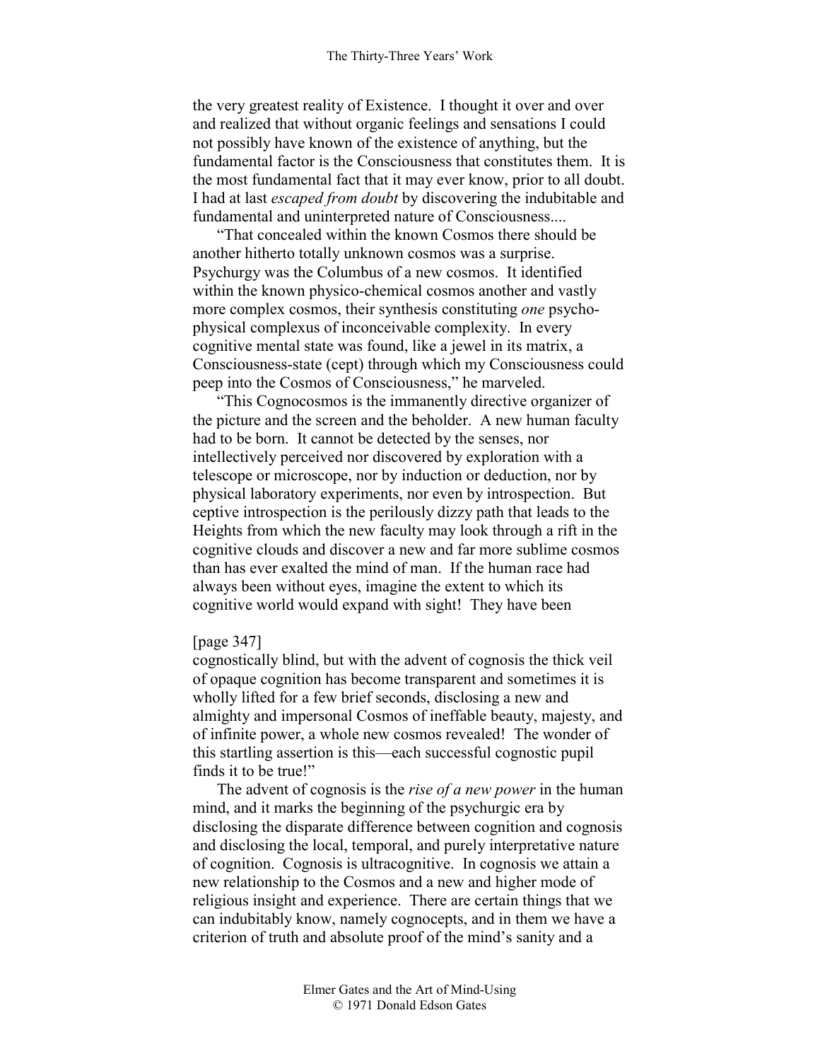the very greatest reality of Existence. I thought it over and over and realized that without organic feelings and sensations I could not possibly have known of the existence of anything, but the fundamental factor is the Consciousness that constitutes them. It is the most fundamental fact that it may ever know, prior to all doubt. I had at last *escaped from doubt* by discovering the indubitable and fundamental and uninterpreted nature of Consciousness....

"That concealed within the known Cosmos there should be another hitherto totally unknown cosmos was a surprise. Psychurgy was the Columbus of a new cosmos. It identified within the known physico-chemical cosmos another and vastly more complex cosmos, their synthesis constituting *one* psycho-physical complexus of inconceivable complexity. In every cognitive mental state was found, like a jewel in its matrix, a Consciousness-state (cept) through which my Consciousness could peep into the Cosmos of Consciousness," he marveled.

"This Cognocosmos is the immanently directive organizer of the picture and the screen and the beholder. A new human faculty had to be born. It cannot be detected by the senses, nor intellectively perceived nor discovered by exploration with a telescope or microscope, nor by induction or deduction, nor by physical laboratory experiments, nor even by introspection. But ceptive introspection is the perilously dizzy path that leads to the Heights from which the new faculty may look through a rift in the cognitive clouds and discover a new and far more sublime cosmos than has ever exalted the mind of man. If the human race had always been without eyes, imagine the extent to which its cognitive world would expand with sight! They have been

[page 347]

cognostically blind, but with the advent of cognosis the thick veil of opaque cognition has become transparent and sometimes it is wholly lifted for a few brief seconds, disclosing a new and almighty and impersonal Cosmos of ineffable beauty, majesty, and of infinite power, a whole new cosmos revealed! The wonder of this startling assertion is this—each successful cognostic pupil finds it to be true!"

The advent of cognosis is the *rise of a new power* in the human mind, and it marks the beginning of the psychurgic era by disclosing the disparate difference between cognition and cognosis and disclosing the local, temporal, and purely interpretative nature of cognition. Cognosis is ultracognitive. In cognosis we attain a new relationship to the Cosmos and a new and higher mode of religious insight and experience. There are certain things that we can indubitably know, namely cognocepts, and in them we have a criterion of truth and absolute proof of the mind's sanity and a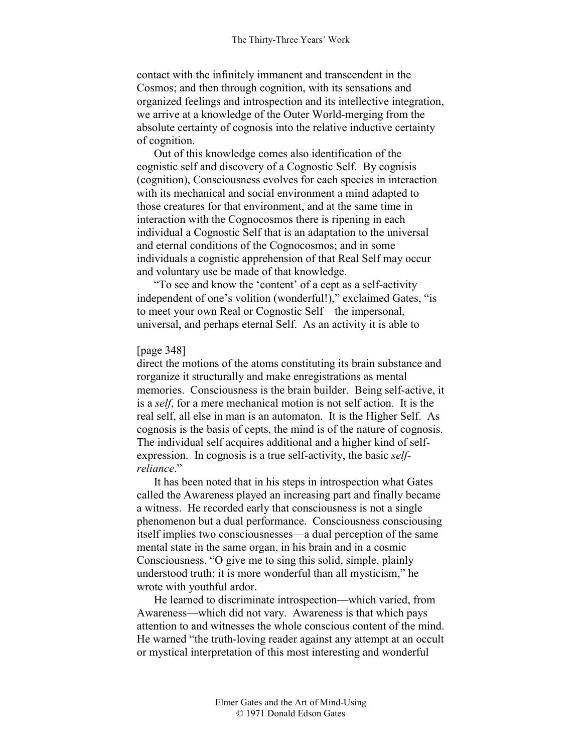contact with the infinitely immanent and transcendent in the Cosmos; and then through cognition, with its sensations and organized feelings and introspection and its intellective integration, we arrive at a knowledge of the Outer World-merging from the absolute certainty of cognosis into the relative inductive certainty of cognition.

Out of this knowledge comes also identification of the cognistic self and discovery of a Cognostic Self. By cognisis (cognition), Consciousness evolves for each species in interaction with its mechanical and social environment a mind adapted to those creatures for that environment, and at the same time in interaction with the Cognocosmos there is ripening in each individual a Cognostic Self that is an adaptation to the universal and eternal conditions of the Cognocosmos; and in some individuals a cognistic apprehension of that Real Self may occur and voluntary use be made of that knowledge.

"To see and know the 'content' of a cept as a self-activity independent of one's volition (wonderful!)," exclaimed Gates, "is to meet your own Real or Cognostic Self—the impersonal, universal, and perhaps eternal Self. As an activity it is able to

[page 348]

direct the motions of the atoms constituting its brain substance and rorganize it structurally and make enregistrations as mental memories. Consciousness is the brain builder. Being self-active, it is a *self*, for a mere mechanical motion is not self action. It is the real self, all else in man is an automaton. It is the Higher Self. As cognosis is the basis of cepts, the mind is of the nature of cognosis. The individual self acquires additional and a higher kind of self-expression. In cognosis is a true self-activity, the basic *self-reliance*."

It has been noted that in his steps in introspection what Gates called the Awareness played an increasing part and finally became a witness. He recorded early that consciousness is not a single phenomenon but a dual performance. Consciousness consciousing itself implies two consciousnesses—a dual perception of the same mental state in the same organ, in his brain and in a cosmic Consciousness. "O give me to sing this solid, simple, plainly understood truth; it is more wonderful than all mysticism," he wrote with youthful ardor.

He learned to discriminate introspection—which varied, from Awareness—which did not vary. Awareness is that which pays attention to and witnesses the whole conscious content of the mind. He warned "the truth-loving reader against any attempt at an occult or mystical interpretation of this most interesting and wonderful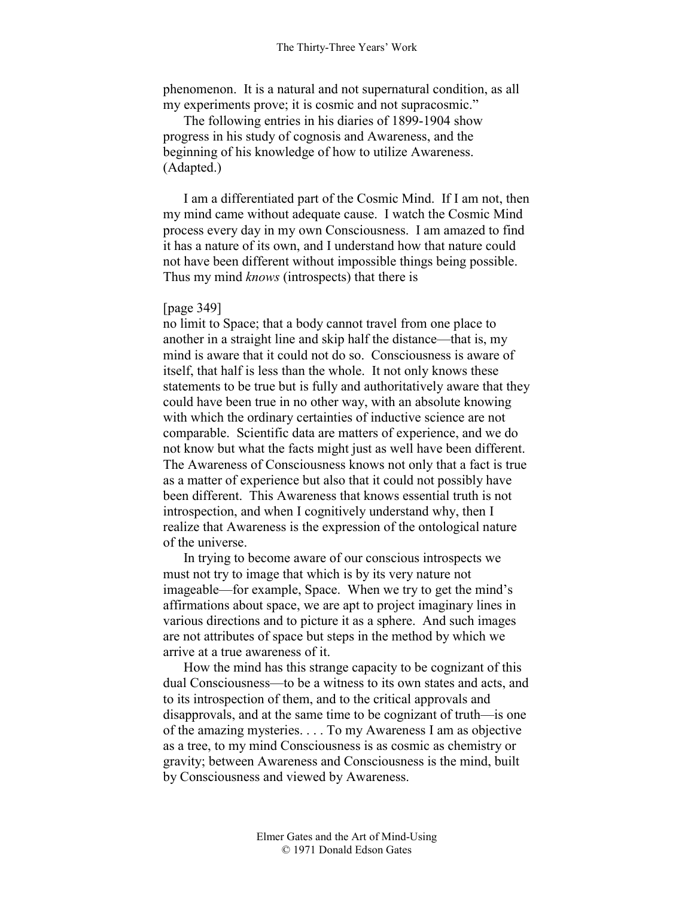phenomenon. It is a natural and not supernatural condition, as all my experiments prove; it is cosmic and not supracosmic."

The following entries in his diaries of 1899-1904 show progress in his study of cognosis and Awareness, and the beginning of his knowledge of how to utilize Awareness. (Adapted.)

I am a differentiated part of the Cosmic Mind. If I am not, then my mind came without adequate cause. I watch the Cosmic Mind process every day in my own Consciousness. I am amazed to find it has a nature of its own, and I understand how that nature could not have been different without impossible things being possible. Thus my mind *knows* (introspects) that there is

[page 349]

no limit to Space; that a body cannot travel from one place to another in a straight line and skip half the distance—that is, my mind is aware that it could not do so. Consciousness is aware of itself, that half is less than the whole. It not only knows these statements to be true but is fully and authoritatively aware that they could have been true in no other way, with an absolute knowing with which the ordinary certainties of inductive science are not comparable. Scientific data are matters of experience, and we do not know but what the facts might just as well have been different. The Awareness of Consciousness knows not only that a fact is true as a matter of experience but also that it could not possibly have been different. This Awareness that knows essential truth is not introspection, and when I cognitively understand why, then I realize that Awareness is the expression of the ontological nature of the universe.

In trying to become aware of our conscious introspects we must not try to image that which is by its very nature not imageable—for example, Space. When we try to get the mind's affirmations about space, we are apt to project imaginary lines in various directions and to picture it as a sphere. And such images are not attributes of space but steps in the method by which we arrive at a true awareness of it.

How the mind has this strange capacity to be cognizant of this dual Consciousness—to be a witness to its own states and acts, and to its introspection of them, and to the critical approvals and disapprovals, and at the same time to be cognizant of truth—is one of the amazing mysteries. . . . To my Awareness I am as objective as a tree, to my mind Consciousness is as cosmic as chemistry or gravity; between Awareness and Consciousness is the mind, built by Consciousness and viewed by Awareness.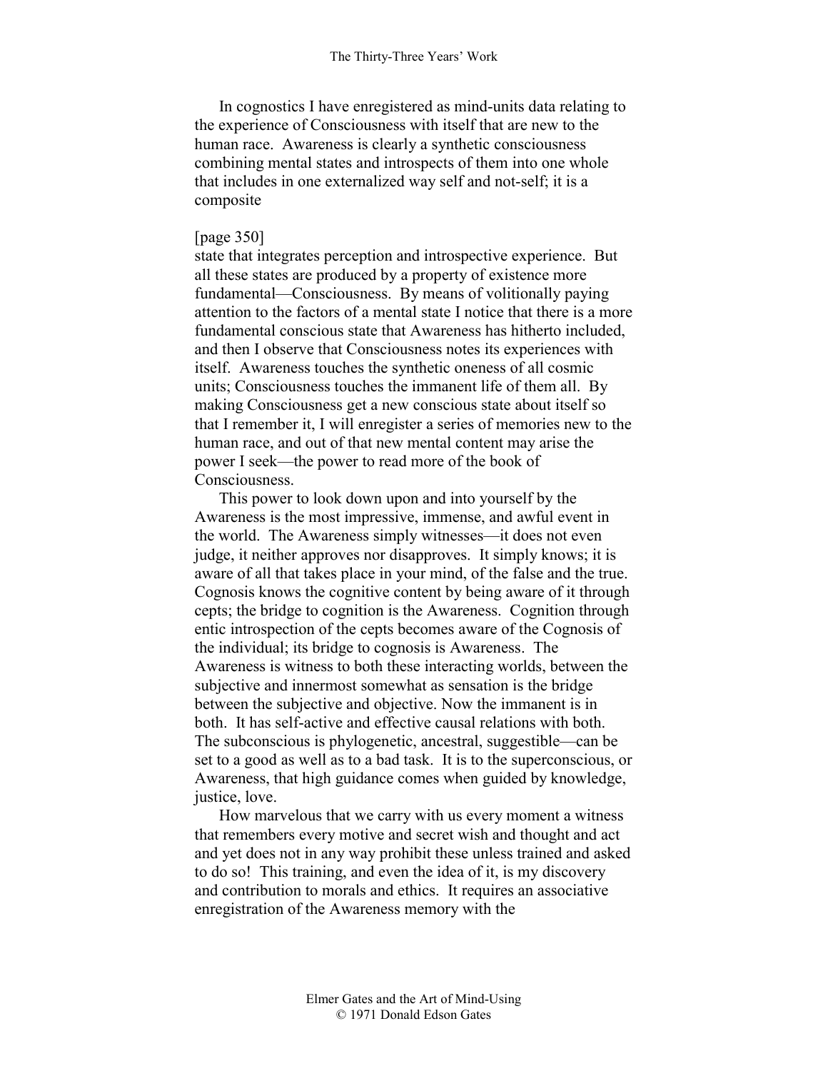In cognostics I have enregistered as mind-units data relating to the experience of Consciousness with itself that are new to the human race. Awareness is clearly a synthetic consciousness combining mental states and introspects of them into one whole that includes in one externalized way self and not-self; it is a composite

[page 350]
state that integrates perception and introspective experience. But all these states are produced by a property of existence more fundamental—Consciousness. By means of volitionally paying attention to the factors of a mental state I notice that there is a more fundamental conscious state that Awareness has hitherto included, and then I observe that Consciousness notes its experiences with itself. Awareness touches the synthetic oneness of all cosmic units; Consciousness touches the immanent life of them all. By making Consciousness get a new conscious state about itself so that I remember it, I will enregister a series of memories new to the human race, and out of that new mental content may arise the power I seek—the power to read more of the book of Consciousness.

This power to look down upon and into yourself by the Awareness is the most impressive, immense, and awful event in the world. The Awareness simply witnesses—it does not even judge, it neither approves nor disapproves. It simply knows; it is aware of all that takes place in your mind, of the false and the true. Cognosis knows the cognitive content by being aware of it through cepts; the bridge to cognition is the Awareness. Cognition through entic introspection of the cepts becomes aware of the Cognosis of the individual; its bridge to cognosis is Awareness. The Awareness is witness to both these interacting worlds, between the subjective and innermost somewhat as sensation is the bridge between the subjective and objective. Now the immanent is in both. It has self-active and effective causal relations with both. The subconscious is phylogenetic, ancestral, suggestible—can be set to a good as well as to a bad task. It is to the superconscious, or Awareness, that high guidance comes when guided by knowledge, justice, love.

How marvelous that we carry with us every moment a witness that remembers every motive and secret wish and thought and act and yet does not in any way prohibit these unless trained and asked to do so! This training, and even the idea of it, is my discovery and contribution to morals and ethics. It requires an associative enregistration of the Awareness memory with the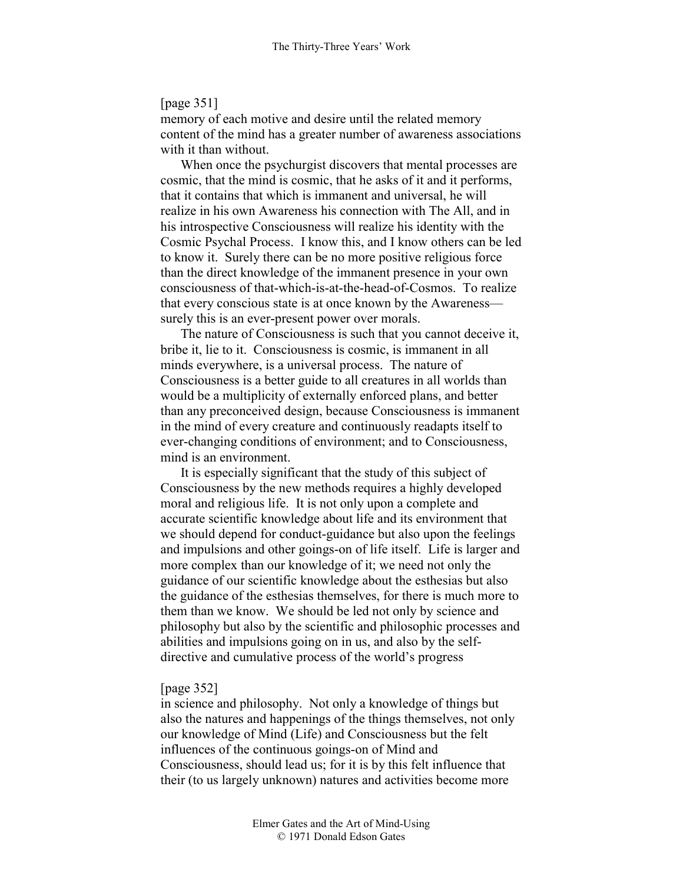[page 351]
memory of each motive and desire until the related memory content of the mind has a greater number of awareness associations with it than without.

When once the psychurgist discovers that mental processes are cosmic, that the mind is cosmic, that he asks of it and it performs, that it contains that which is immanent and universal, he will realize in his own Awareness his connection with The All, and in his introspective Consciousness will realize his identity with the Cosmic Psychal Process. I know this, and I know others can be led to know it. Surely there can be no more positive religious force than the direct knowledge of the immanent presence in your own consciousness of that-which-is-at-the-head-of-Cosmos. To realize that every conscious state is at once known by the Awareness—surely this is an ever-present power over morals.

The nature of Consciousness is such that you cannot deceive it, bribe it, lie to it. Consciousness is cosmic, is immanent in all minds everywhere, is a universal process. The nature of Consciousness is a better guide to all creatures in all worlds than would be a multiplicity of externally enforced plans, and better than any preconceived design, because Consciousness is immanent in the mind of every creature and continuously readapts itself to ever-changing conditions of environment; and to Consciousness, mind is an environment.

It is especially significant that the study of this subject of Consciousness by the new methods requires a highly developed moral and religious life. It is not only upon a complete and accurate scientific knowledge about life and its environment that we should depend for conduct-guidance but also upon the feelings and impulsions and other goings-on of life itself. Life is larger and more complex than our knowledge of it; we need not only the guidance of our scientific knowledge about the esthesias but also the guidance of the esthesias themselves, for there is much more to them than we know. We should be led not only by science and philosophy but also by the scientific and philosophic processes and abilities and impulsions going on in us, and also by the self-directive and cumulative process of the world's progress

[page 352]
in science and philosophy. Not only a knowledge of things but also the natures and happenings of the things themselves, not only our knowledge of Mind (Life) and Consciousness but the felt influences of the continuous goings-on of Mind and Consciousness, should lead us; for it is by this felt influence that their (to us largely unknown) natures and activities become more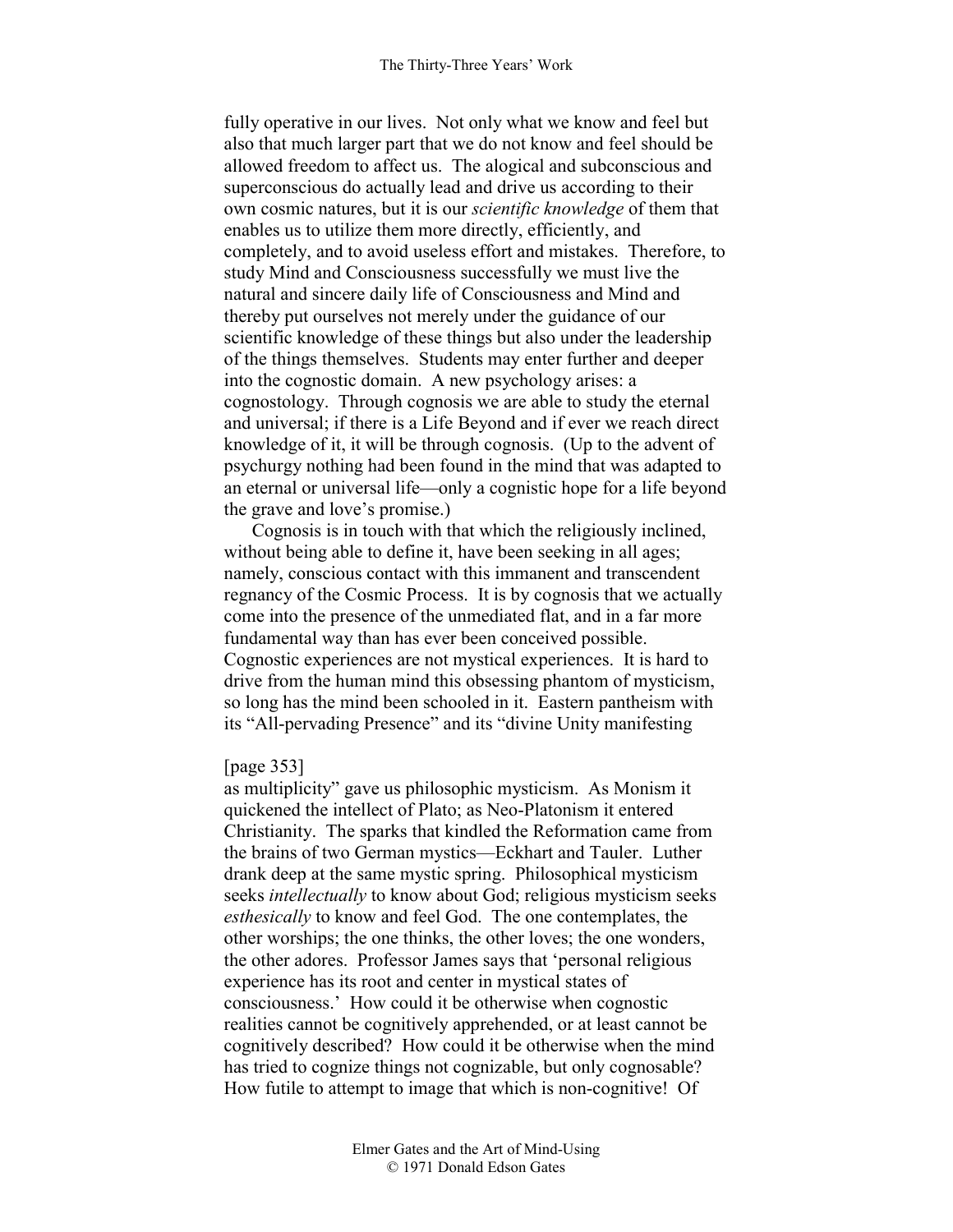fully operative in our lives. Not only what we know and feel but also that much larger part that we do not know and feel should be allowed freedom to affect us. The alogical and subconscious and superconscious do actually lead and drive us according to their own cosmic natures, but it is our *scientific knowledge* of them that enables us to utilize them more directly, efficiently, and completely, and to avoid useless effort and mistakes. Therefore, to study Mind and Consciousness successfully we must live the natural and sincere daily life of Consciousness and Mind and thereby put ourselves not merely under the guidance of our scientific knowledge of these things but also under the leadership of the things themselves. Students may enter further and deeper into the cognostic domain. A new psychology arises: a cognostology. Through cognosis we are able to study the eternal and universal; if there is a Life Beyond and if ever we reach direct knowledge of it, it will be through cognosis. (Up to the advent of psychurgy nothing had been found in the mind that was adapted to an eternal or universal life—only a cognistic hope for a life beyond the grave and love's promise.)

Cognosis is in touch with that which the religiously inclined, without being able to define it, have been seeking in all ages; namely, conscious contact with this immanent and transcendent regnancy of the Cosmic Process. It is by cognosis that we actually come into the presence of the unmediated fiat, and in a far more fundamental way than has ever been conceived possible. Cognostic experiences are not mystical experiences. It is hard to drive from the human mind this obsessing phantom of mysticism, so long has the mind been schooled in it. Eastern pantheism with its "All-pervading Presence" and its "divine Unity manifesting

[page 353]

as multiplicity" gave us philosophic mysticism. As Monism it quickened the intellect of Plato; as Neo-Platonism it entered Christianity. The sparks that kindled the Reformation came from the brains of two German mystics—Eckhart and Tauler. Luther drank deep at the same mystic spring. Philosophical mysticism seeks *intellectually* to know about God; religious mysticism seeks *esthesically* to know and feel God. The one contemplates, the other worships; the one thinks, the other loves; the one wonders, the other adores. Professor James says that 'personal religious experience has its root and center in mystical states of consciousness.' How could it be otherwise when cognostic realities cannot be cognitively apprehended, or at least cannot be cognitively described? How could it be otherwise when the mind has tried to cognize things not cognizable, but only cognosable? How futile to attempt to image that which is non-cognitive! Of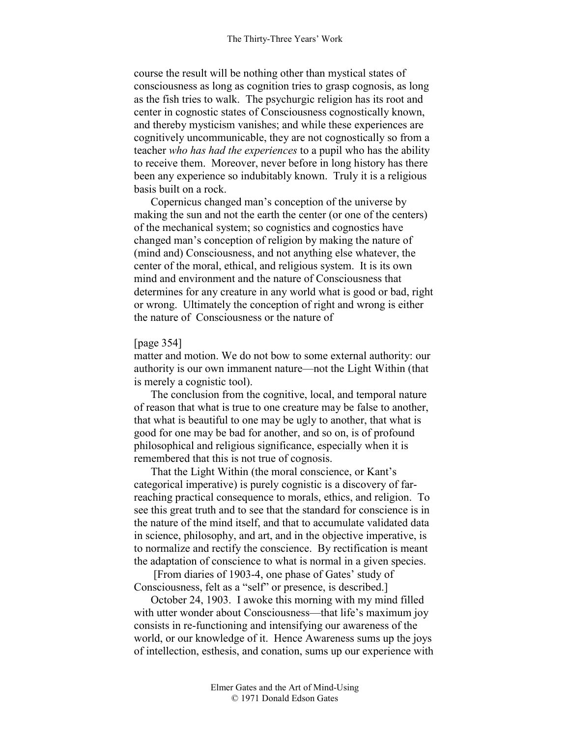course the result will be nothing other than mystical states of consciousness as long as cognition tries to grasp cognosis, as long as the fish tries to walk. The psychurgic religion has its root and center in cognostic states of Consciousness cognostically known, and thereby mysticism vanishes; and while these experiences are cognitively uncommunicable, they are not cognostically so from a teacher *who has had the experiences* to a pupil who has the ability to receive them. Moreover, never before in long history has there been any experience so indubitably known. Truly it is a religious basis built on a rock.

Copernicus changed man's conception of the universe by making the sun and not the earth the center (or one of the centers) of the mechanical system; so cognistics and cognostics have changed man's conception of religion by making the nature of (mind and) Consciousness, and not anything else whatever, the center of the moral, ethical, and religious system. It is its own mind and environment and the nature of Consciousness that determines for any creature in any world what is good or bad, right or wrong. Ultimately the conception of right and wrong is either the nature of Consciousness or the nature of

[page 354]

matter and motion. We do not bow to some external authority: our authority is our own immanent nature—not the Light Within (that is merely a cognistic tool).

The conclusion from the cognitive, local, and temporal nature of reason that what is true to one creature may be false to another, that what is beautiful to one may be ugly to another, that what is good for one may be bad for another, and so on, is of profound philosophical and religious significance, especially when it is remembered that this is not true of cognosis.

That the Light Within (the moral conscience, or Kant's categorical imperative) is purely cognistic is a discovery of far-reaching practical consequence to morals, ethics, and religion. To see this great truth and to see that the standard for conscience is in the nature of the mind itself, and that to accumulate validated data in science, philosophy, and art, and in the objective imperative, is to normalize and rectify the conscience. By rectification is meant the adaptation of conscience to what is normal in a given species.

[From diaries of 1903-4, one phase of Gates' study of Consciousness, felt as a "self" or presence, is described.]

October 24, 1903. I awoke this morning with my mind filled with utter wonder about Consciousness—that life's maximum joy consists in re-functioning and intensifying our awareness of the world, or our knowledge of it. Hence Awareness sums up the joys of intellection, esthesis, and conation, sums up our experience with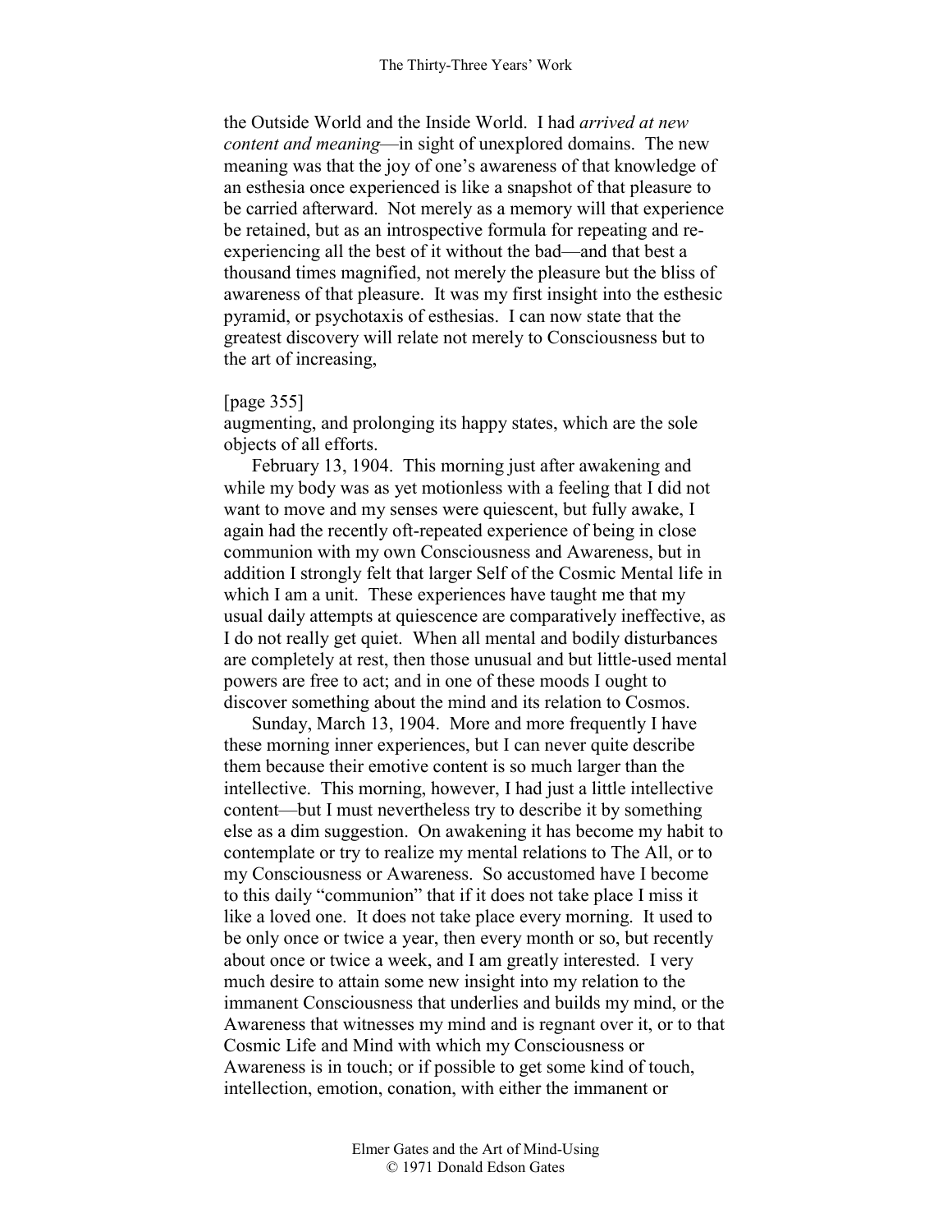the Outside World and the Inside World. I had *arrived at new content and meaning*—in sight of unexplored domains. The new meaning was that the joy of one's awareness of that knowledge of an esthesia once experienced is like a snapshot of that pleasure to be carried afterward. Not merely as a memory will that experience be retained, but as an introspective formula for repeating and re-experiencing all the best of it without the bad—and that best a thousand times magnified, not merely the pleasure but the bliss of awareness of that pleasure. It was my first insight into the esthesic pyramid, or psychotaxis of esthesias. I can now state that the greatest discovery will relate not merely to Consciousness but to the art of increasing,

[page 355]

augmenting, and prolonging its happy states, which are the sole objects of all efforts.

February 13, 1904. This morning just after awakening and while my body was as yet motionless with a feeling that I did not want to move and my senses were quiescent, but fully awake, I again had the recently oft-repeated experience of being in close communion with my own Consciousness and Awareness, but in addition I strongly felt that larger Self of the Cosmic Mental life in which I am a unit. These experiences have taught me that my usual daily attempts at quiescence are comparatively ineffective, as I do not really get quiet. When all mental and bodily disturbances are completely at rest, then those unusual and but little-used mental powers are free to act; and in one of these moods I ought to discover something about the mind and its relation to Cosmos.

Sunday, March 13, 1904. More and more frequently I have these morning inner experiences, but I can never quite describe them because their emotive content is so much larger than the intellective. This morning, however, I had just a little intellective content—but I must nevertheless try to describe it by something else as a dim suggestion. On awakening it has become my habit to contemplate or try to realize my mental relations to The All, or to my Consciousness or Awareness. So accustomed have I become to this daily "communion" that if it does not take place I miss it like a loved one. It does not take place every morning. It used to be only once or twice a year, then every month or so, but recently about once or twice a week, and I am greatly interested. I very much desire to attain some new insight into my relation to the immanent Consciousness that underlies and builds my mind, or the Awareness that witnesses my mind and is regnant over it, or to that Cosmic Life and Mind with which my Consciousness or Awareness is in touch; or if possible to get some kind of touch, intellection, emotion, conation, with either the immanent or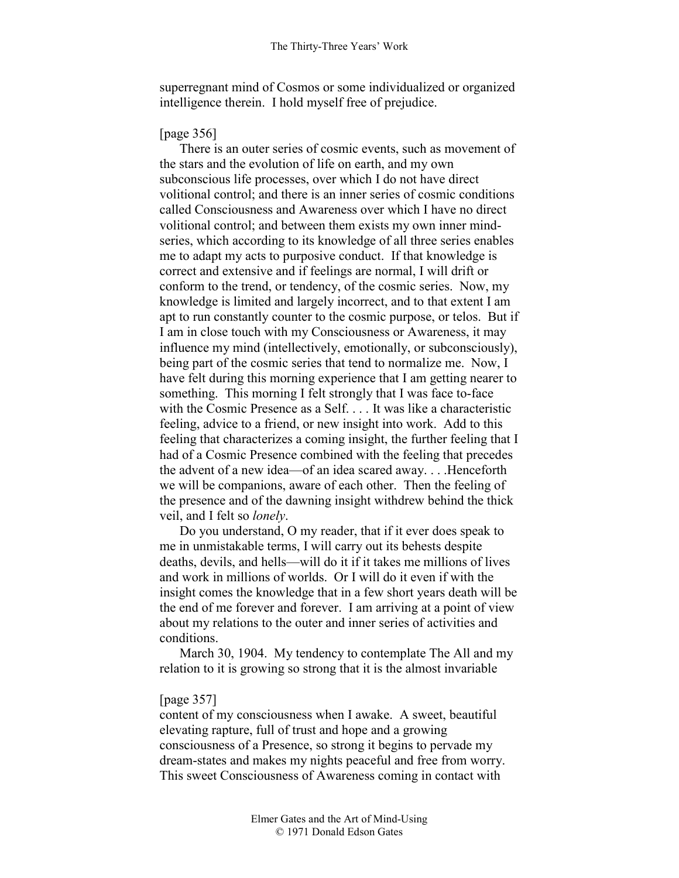superregnant mind of Cosmos or some individualized or organized intelligence therein. I hold myself free of prejudice.

[page 356]

There is an outer series of cosmic events, such as movement of the stars and the evolution of life on earth, and my own subconscious life processes, over which I do not have direct volitional control; and there is an inner series of cosmic conditions called Consciousness and Awareness over which I have no direct volitional control; and between them exists my own inner mind-series, which according to its knowledge of all three series enables me to adapt my acts to purposive conduct. If that knowledge is correct and extensive and if feelings are normal, I will drift or conform to the trend, or tendency, of the cosmic series. Now, my knowledge is limited and largely incorrect, and to that extent I am apt to run constantly counter to the cosmic purpose, or telos. But if I am in close touch with my Consciousness or Awareness, it may influence my mind (intellectively, emotionally, or subconsciously), being part of the cosmic series that tend to normalize me. Now, I have felt during this morning experience that I am getting nearer to something. This morning I felt strongly that I was face to-face with the Cosmic Presence as a Self. . . . It was like a characteristic feeling, advice to a friend, or new insight into work. Add to this feeling that characterizes a coming insight, the further feeling that I had of a Cosmic Presence combined with the feeling that precedes the advent of a new idea—of an idea scared away. . . .Henceforth we will be companions, aware of each other. Then the feeling of the presence and of the dawning insight withdrew behind the thick veil, and I felt so *lonely*.

Do you understand, O my reader, that if it ever does speak to me in unmistakable terms, I will carry out its behests despite deaths, devils, and hells—will do it if it takes me millions of lives and work in millions of worlds. Or I will do it even if with the insight comes the knowledge that in a few short years death will be the end of me forever and forever. I am arriving at a point of view about my relations to the outer and inner series of activities and conditions.

March 30, 1904. My tendency to contemplate The All and my relation to it is growing so strong that it is the almost invariable

[page 357]

content of my consciousness when I awake. A sweet, beautiful elevating rapture, full of trust and hope and a growing consciousness of a Presence, so strong it begins to pervade my dream-states and makes my nights peaceful and free from worry. This sweet Consciousness of Awareness coming in contact with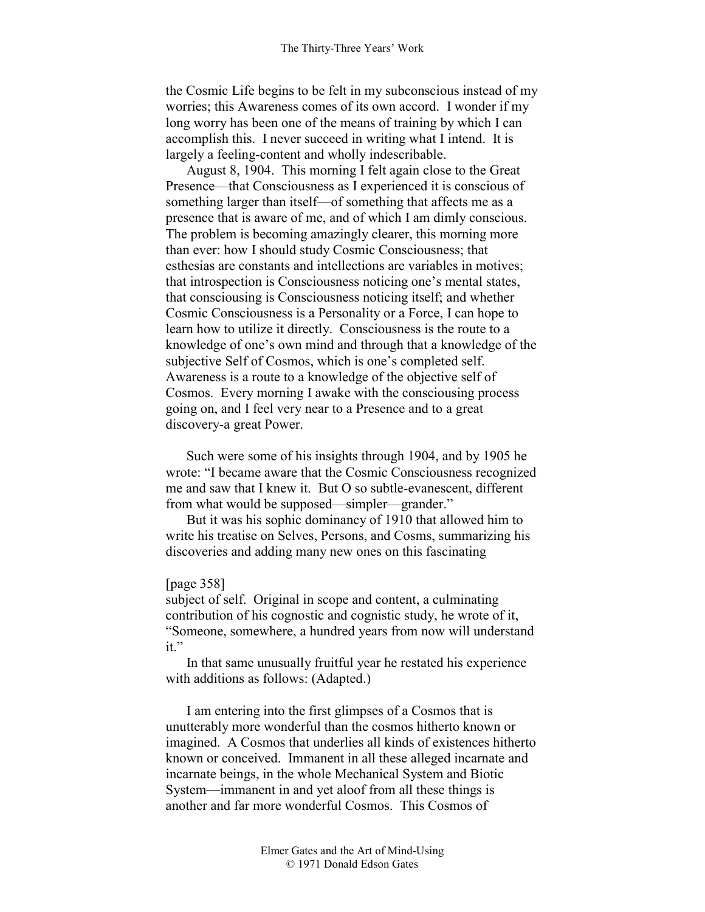the Cosmic Life begins to be felt in my subconscious instead of my worries; this Awareness comes of its own accord. I wonder if my long worry has been one of the means of training by which I can accomplish this. I never succeed in writing what I intend. It is largely a feeling-content and wholly indescribable.

August 8, 1904. This morning I felt again close to the Great Presence—that Consciousness as I experienced it is conscious of something larger than itself—of something that affects me as a presence that is aware of me, and of which I am dimly conscious. The problem is becoming amazingly clearer, this morning more than ever: how I should study Cosmic Consciousness; that esthesias are constants and intellections are variables in motives; that introspection is Consciousness noticing one's mental states, that consciousing is Consciousness noticing itself; and whether Cosmic Consciousness is a Personality or a Force, I can hope to learn how to utilize it directly. Consciousness is the route to a knowledge of one's own mind and through that a knowledge of the subjective Self of Cosmos, which is one's completed self. Awareness is a route to a knowledge of the objective self of Cosmos. Every morning I awake with the consciousing process going on, and I feel very near to a Presence and to a great discovery-a great Power.

Such were some of his insights through 1904, and by 1905 he wrote: "I became aware that the Cosmic Consciousness recognized me and saw that I knew it. But O so subtle-evanescent, different from what would be supposed—simpler—grander."

But it was his sophic dominancy of 1910 that allowed him to write his treatise on Selves, Persons, and Cosms, summarizing his discoveries and adding many new ones on this fascinating

[page 358]
subject of self. Original in scope and content, a culminating contribution of his cognostic and cognistic study, he wrote of it, "Someone, somewhere, a hundred years from now will understand it."

In that same unusually fruitful year he restated his experience with additions as follows: (Adapted.)

I am entering into the first glimpses of a Cosmos that is unutterably more wonderful than the cosmos hitherto known or imagined. A Cosmos that underlies all kinds of existences hitherto known or conceived. Immanent in all these alleged incarnate and incarnate beings, in the whole Mechanical System and Biotic System—immanent in and yet aloof from all these things is another and far more wonderful Cosmos. This Cosmos of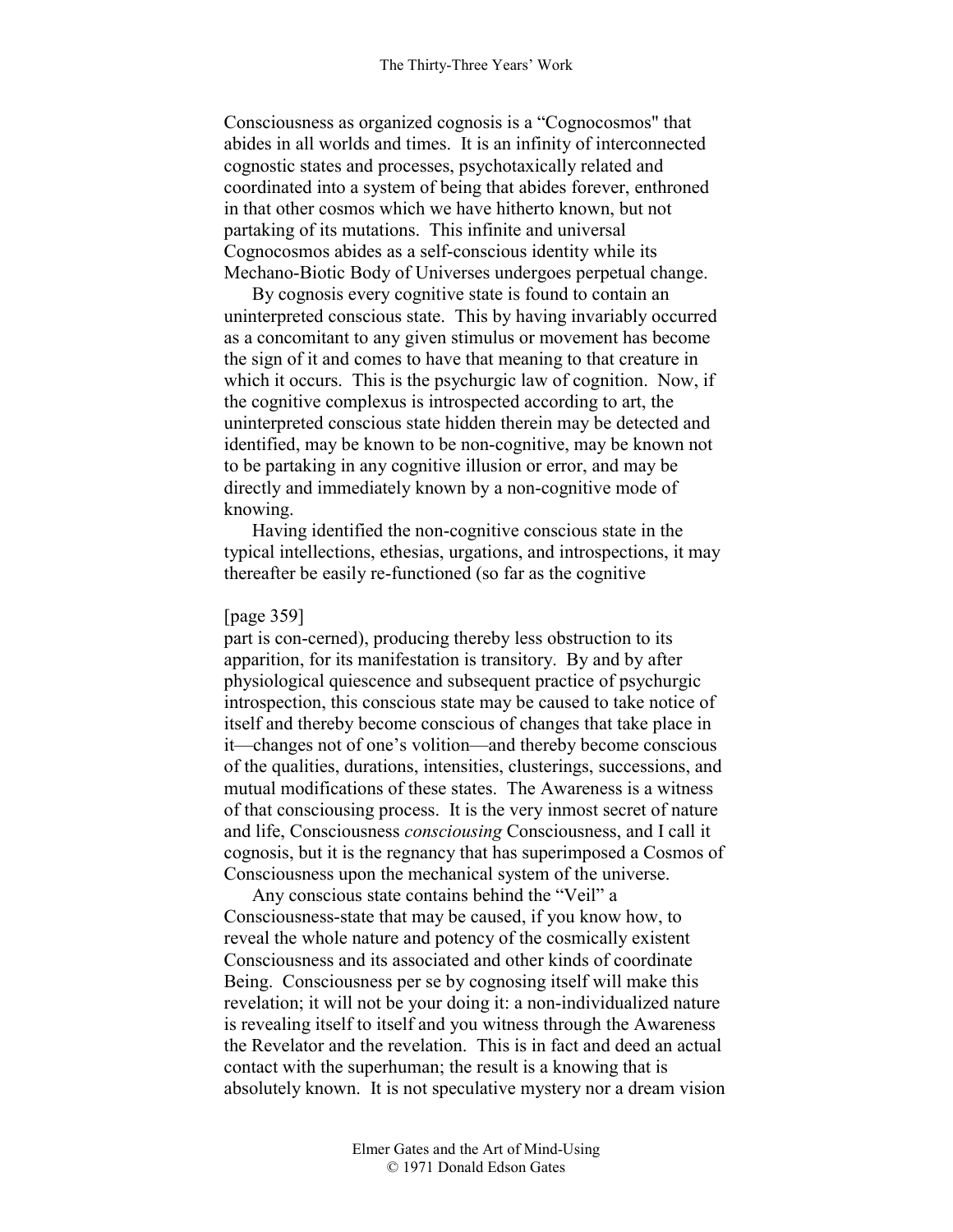Consciousness as organized cognosis is a "Cognocosmos" that abides in all worlds and times. It is an infinity of interconnected cognostic states and processes, psychotaxically related and coordinated into a system of being that abides forever, enthroned in that other cosmos which we have hitherto known, but not partaking of its mutations. This infinite and universal Cognocosmos abides as a self-conscious identity while its Mechano-Biotic Body of Universes undergoes perpetual change.

By cognosis every cognitive state is found to contain an uninterpreted conscious state. This by having invariably occurred as a concomitant to any given stimulus or movement has become the sign of it and comes to have that meaning to that creature in which it occurs. This is the psychurgic law of cognition. Now, if the cognitive complexus is introspected according to art, the uninterpreted conscious state hidden therein may be detected and identified, may be known to be non-cognitive, may be known not to be partaking in any cognitive illusion or error, and may be directly and immediately known by a non-cognitive mode of knowing.

Having identified the non-cognitive conscious state in the typical intellections, ethesias, urgations, and introspections, it may thereafter be easily re-functioned (so far as the cognitive

[page 359]

part is con-cerned), producing thereby less obstruction to its apparition, for its manifestation is transitory. By and by after physiological quiescence and subsequent practice of psychurgic introspection, this conscious state may be caused to take notice of itself and thereby become conscious of changes that take place in it—changes not of one's volition—and thereby become conscious of the qualities, durations, intensities, clusterings, successions, and mutual modifications of these states. The Awareness is a witness of that consciousing process. It is the very inmost secret of nature and life, Consciousness *consciousing* Consciousness, and I call it cognosis, but it is the regnancy that has superimposed a Cosmos of Consciousness upon the mechanical system of the universe.

Any conscious state contains behind the "Veil" a Consciousness-state that may be caused, if you know how, to reveal the whole nature and potency of the cosmically existent Consciousness and its associated and other kinds of coordinate Being. Consciousness per se by cognosing itself will make this revelation; it will not be your doing it: a non-individualized nature is revealing itself to itself and you witness through the Awareness the Revelator and the revelation. This is in fact and deed an actual contact with the superhuman; the result is a knowing that is absolutely known. It is not speculative mystery nor a dream vision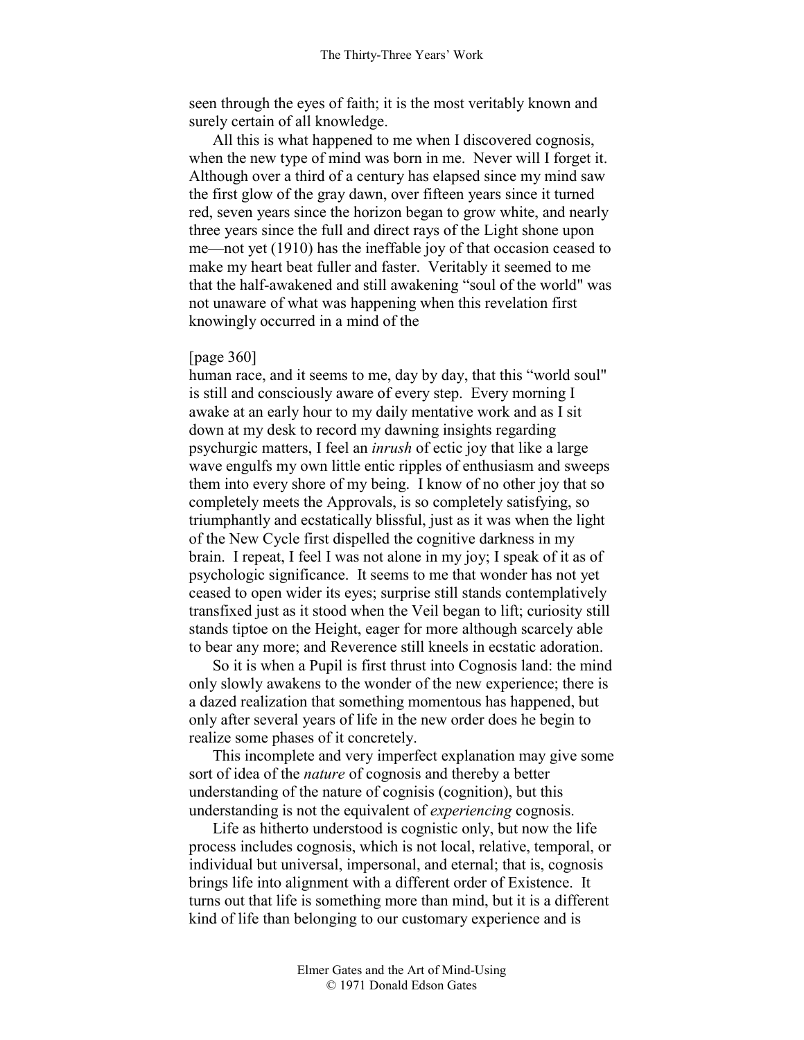seen through the eyes of faith; it is the most veritably known and surely certain of all knowledge.

All this is what happened to me when I discovered cognosis, when the new type of mind was born in me. Never will I forget it. Although over a third of a century has elapsed since my mind saw the first glow of the gray dawn, over fifteen years since it turned red, seven years since the horizon began to grow white, and nearly three years since the full and direct rays of the Light shone upon me—not yet (1910) has the ineffable joy of that occasion ceased to make my heart beat fuller and faster. Veritably it seemed to me that the half-awakened and still awakening "soul of the world" was not unaware of what was happening when this revelation first knowingly occurred in a mind of the

[page 360]

human race, and it seems to me, day by day, that this "world soul" is still and consciously aware of every step. Every morning I awake at an early hour to my daily mentative work and as I sit down at my desk to record my dawning insights regarding psychurgic matters, I feel an *inrush* of ectic joy that like a large wave engulfs my own little entic ripples of enthusiasm and sweeps them into every shore of my being. I know of no other joy that so completely meets the Approvals, is so completely satisfying, so triumphantly and ecstatically blissful, just as it was when the light of the New Cycle first dispelled the cognitive darkness in my brain. I repeat, I feel I was not alone in my joy; I speak of it as of psychologic significance. It seems to me that wonder has not yet ceased to open wider its eyes; surprise still stands contemplatively transfixed just as it stood when the Veil began to lift; curiosity still stands tiptoe on the Height, eager for more although scarcely able to bear any more; and Reverence still kneels in ecstatic adoration.

So it is when a Pupil is first thrust into Cognosis land: the mind only slowly awakens to the wonder of the new experience; there is a dazed realization that something momentous has happened, but only after several years of life in the new order does he begin to realize some phases of it concretely.

This incomplete and very imperfect explanation may give some sort of idea of the *nature* of cognosis and thereby a better understanding of the nature of cognisis (cognition), but this understanding is not the equivalent of *experiencing* cognosis.

Life as hitherto understood is cognistic only, but now the life process includes cognosis, which is not local, relative, temporal, or individual but universal, impersonal, and eternal; that is, cognosis brings life into alignment with a different order of Existence. It turns out that life is something more than mind, but it is a different kind of life than belonging to our customary experience and is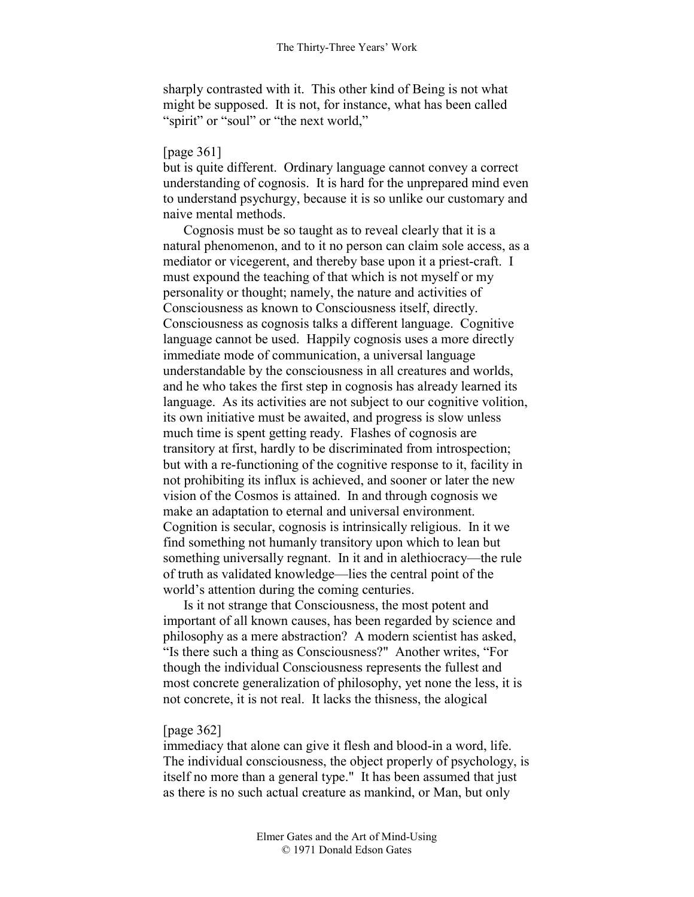sharply contrasted with it. This other kind of Being is not what might be supposed. It is not, for instance, what has been called "spirit" or "soul" or "the next world,"

[page 361]
but is quite different. Ordinary language cannot convey a correct understanding of cognosis. It is hard for the unprepared mind even to understand psychurgy, because it is so unlike our customary and naive mental methods.

Cognosis must be so taught as to reveal clearly that it is a natural phenomenon, and to it no person can claim sole access, as a mediator or vicegerent, and thereby base upon it a priest-craft. I must expound the teaching of that which is not myself or my personality or thought; namely, the nature and activities of Consciousness as known to Consciousness itself, directly. Consciousness as cognosis talks a different language. Cognitive language cannot be used. Happily cognosis uses a more directly immediate mode of communication, a universal language understandable by the consciousness in all creatures and worlds, and he who takes the first step in cognosis has already learned its language. As its activities are not subject to our cognitive volition, its own initiative must be awaited, and progress is slow unless much time is spent getting ready. Flashes of cognosis are transitory at first, hardly to be discriminated from introspection; but with a re-functioning of the cognitive response to it, facility in not prohibiting its influx is achieved, and sooner or later the new vision of the Cosmos is attained. In and through cognosis we make an adaptation to eternal and universal environment. Cognition is secular, cognosis is intrinsically religious. In it we find something not humanly transitory upon which to lean but something universally regnant. In it and in alethiocracy—the rule of truth as validated knowledge—lies the central point of the world's attention during the coming centuries.

Is it not strange that Consciousness, the most potent and important of all known causes, has been regarded by science and philosophy as a mere abstraction? A modern scientist has asked, "Is there such a thing as Consciousness?" Another writes, "For though the individual Consciousness represents the fullest and most concrete generalization of philosophy, yet none the less, it is not concrete, it is not real. It lacks the thisness, the alogical

[page 362]
immediacy that alone can give it flesh and blood-in a word, life. The individual consciousness, the object properly of psychology, is itself no more than a general type." It has been assumed that just as there is no such actual creature as mankind, or Man, but only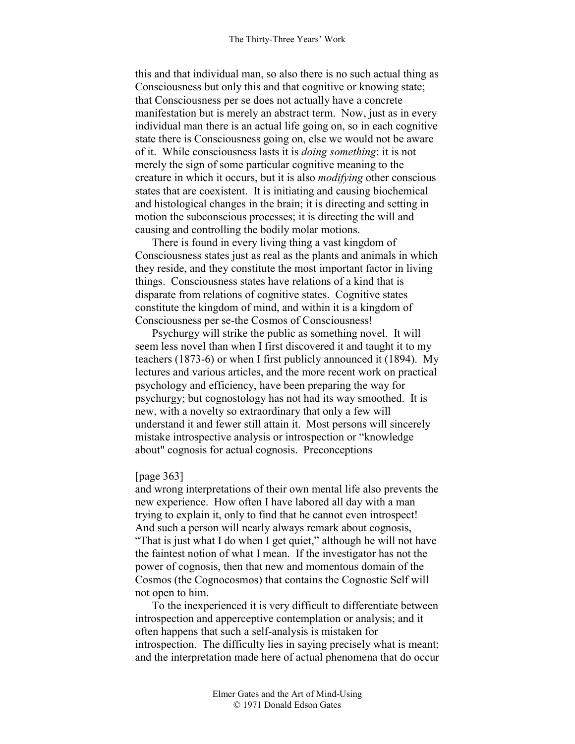this and that individual man, so also there is no such actual thing as Consciousness but only this and that cognitive or knowing state; that Consciousness per se does not actually have a concrete manifestation but is merely an abstract term. Now, just as in every individual man there is an actual life going on, so in each cognitive state there is Consciousness going on, else we would not be aware of it. While consciousness lasts it is *doing something*: it is not merely the sign of some particular cognitive meaning to the creature in which it occurs, but it is also *modifying* other conscious states that are coexistent. It is initiating and causing biochemical and histological changes in the brain; it is directing and setting in motion the subconscious processes; it is directing the will and causing and controlling the bodily molar motions.

There is found in every living thing a vast kingdom of Consciousness states just as real as the plants and animals in which they reside, and they constitute the most important factor in living things. Consciousness states have relations of a kind that is disparate from relations of cognitive states. Cognitive states constitute the kingdom of mind, and within it is a kingdom of Consciousness per se-the Cosmos of Consciousness!

Psychurgy will strike the public as something novel. It will seem less novel than when I first discovered it and taught it to my teachers (1873-6) or when I first publicly announced it (1894). My lectures and various articles, and the more recent work on practical psychology and efficiency, have been preparing the way for psychurgy; but cognostology has not had its way smoothed. It is new, with a novelty so extraordinary that only a few will understand it and fewer still attain it. Most persons will sincerely mistake introspective analysis or introspection or "knowledge about" cognosis for actual cognosis. Preconceptions

[page 363]

and wrong interpretations of their own mental life also prevents the new experience. How often I have labored all day with a man trying to explain it, only to find that he cannot even introspect! And such a person will nearly always remark about cognosis, "That is just what I do when I get quiet," although he will not have the faintest notion of what I mean. If the investigator has not the power of cognosis, then that new and momentous domain of the Cosmos (the Cognocosmos) that contains the Cognostic Self will not open to him.

To the inexperienced it is very difficult to differentiate between introspection and apperceptive contemplation or analysis; and it often happens that such a self-analysis is mistaken for introspection. The difficulty lies in saying precisely what is meant; and the interpretation made here of actual phenomena that do occur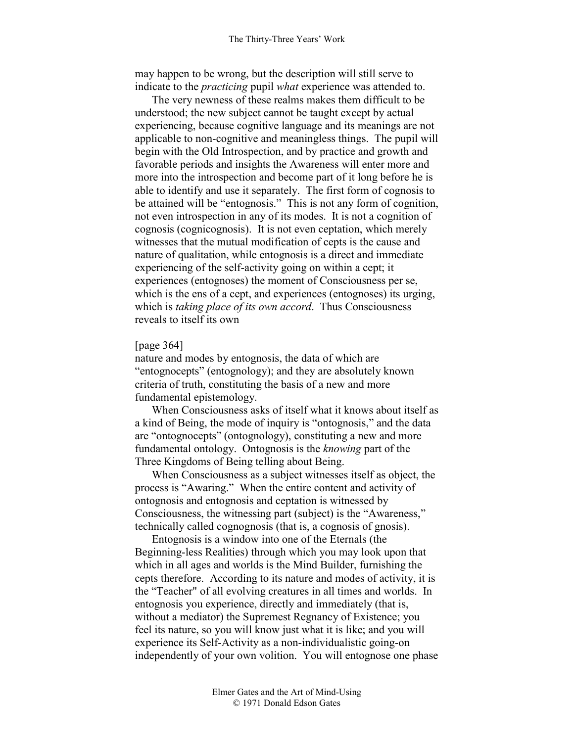may happen to be wrong, but the description will still serve to indicate to the *practicing* pupil *what* experience was attended to.

The very newness of these realms makes them difficult to be understood; the new subject cannot be taught except by actual experiencing, because cognitive language and its meanings are not applicable to non-cognitive and meaningless things. The pupil will begin with the Old Introspection, and by practice and growth and favorable periods and insights the Awareness will enter more and more into the introspection and become part of it long before he is able to identify and use it separately. The first form of cognosis to be attained will be "entognosis." This is not any form of cognition, not even introspection in any of its modes. It is not a cognition of cognosis (cognicognosis). It is not even ceptation, which merely witnesses that the mutual modification of cepts is the cause and nature of qualitation, while entognosis is a direct and immediate experiencing of the self-activity going on within a cept; it experiences (entognoses) the moment of Consciousness per se, which is the ens of a cept, and experiences (entognoses) its urging, which is *taking place of its own accord*. Thus Consciousness reveals to itself its own

[page 364]

nature and modes by entognosis, the data of which are "entognocepts" (entognology); and they are absolutely known criteria of truth, constituting the basis of a new and more fundamental epistemology.

When Consciousness asks of itself what it knows about itself as a kind of Being, the mode of inquiry is "ontognosis," and the data are "ontognocepts" (ontognology), constituting a new and more fundamental ontology. Ontognosis is the *knowing* part of the Three Kingdoms of Being telling about Being.

When Consciousness as a subject witnesses itself as object, the process is "Awaring." When the entire content and activity of ontognosis and entognosis and ceptation is witnessed by Consciousness, the witnessing part (subject) is the "Awareness," technically called cognognosis (that is, a cognosis of gnosis).

Entognosis is a window into one of the Eternals (the Beginning-less Realities) through which you may look upon that which in all ages and worlds is the Mind Builder, furnishing the cepts therefore. According to its nature and modes of activity, it is the "Teacher" of all evolving creatures in all times and worlds. In entognosis you experience, directly and immediately (that is, without a mediator) the Supremest Regnancy of Existence; you feel its nature, so you will know just what it is like; and you will experience its Self-Activity as a non-individualistic going-on independently of your own volition. You will entognose one phase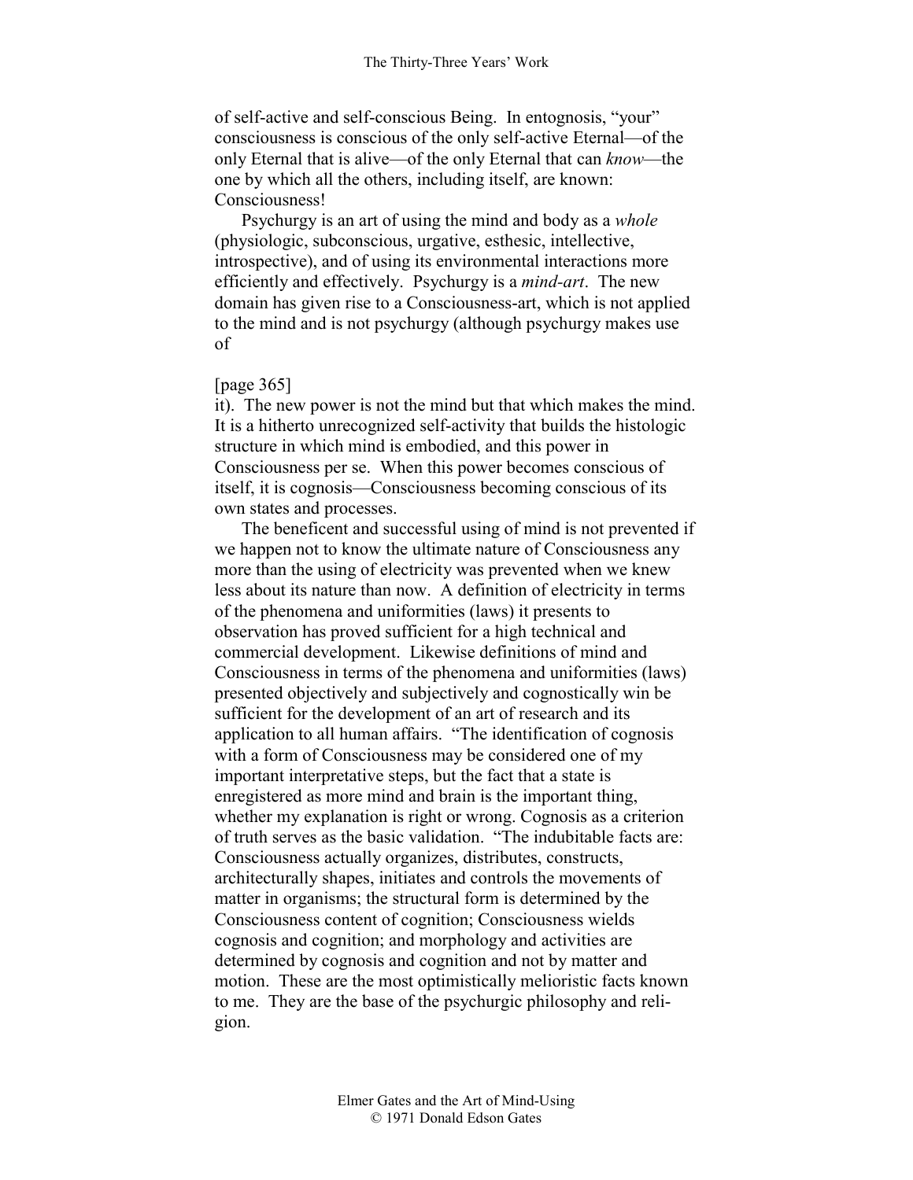of self-active and self-conscious Being. In entognosis, "your" consciousness is conscious of the only self-active Eternal—of the only Eternal that is alive—of the only Eternal that can *know*—the one by which all the others, including itself, are known: Consciousness!

Psychurgy is an art of using the mind and body as a *whole* (physiologic, subconscious, urgative, esthesic, intellective, introspective), and of using its environmental interactions more efficiently and effectively. Psychurgy is a *mind-art*. The new domain has given rise to a Consciousness-art, which is not applied to the mind and is not psychurgy (although psychurgy makes use of

[page 365]
it). The new power is not the mind but that which makes the mind. It is a hitherto unrecognized self-activity that builds the histologic structure in which mind is embodied, and this power in Consciousness per se. When this power becomes conscious of itself, it is cognosis—Consciousness becoming conscious of its own states and processes.

The beneficent and successful using of mind is not prevented if we happen not to know the ultimate nature of Consciousness any more than the using of electricity was prevented when we knew less about its nature than now. A definition of electricity in terms of the phenomena and uniformities (laws) it presents to observation has proved sufficient for a high technical and commercial development. Likewise definitions of mind and Consciousness in terms of the phenomena and uniformities (laws) presented objectively and subjectively and cognostically win be sufficient for the development of an art of research and its application to all human affairs. "The identification of cognosis with a form of Consciousness may be considered one of my important interpretative steps, but the fact that a state is enregistered as more mind and brain is the important thing, whether my explanation is right or wrong. Cognosis as a criterion of truth serves as the basic validation. "The indubitable facts are: Consciousness actually organizes, distributes, constructs, architecturally shapes, initiates and controls the movements of matter in organisms; the structural form is determined by the Consciousness content of cognition; Consciousness wields cognosis and cognition; and morphology and activities are determined by cognosis and cognition and not by matter and motion. These are the most optimistically melioristic facts known to me. They are the base of the psychurgic philosophy and religion.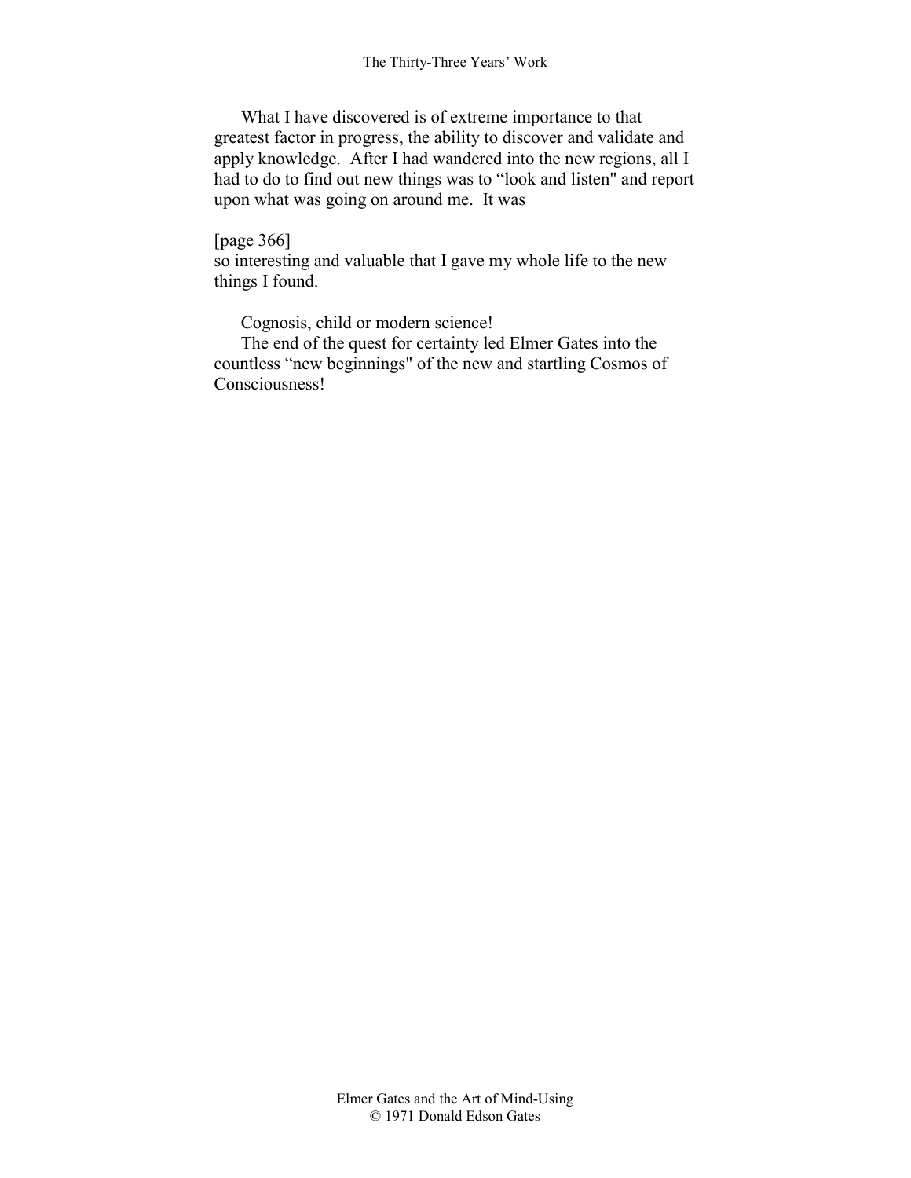What I have discovered is of extreme importance to that greatest factor in progress, the ability to discover and validate and apply knowledge. After I had wandered into the new regions, all I had to do to find out new things was to "look and listen" and report upon what was going on around me. It was

[page 366]
so interesting and valuable that I gave my whole life to the new things I found.

Cognosis, child or modern science!

The end of the quest for certainty led Elmer Gates into the countless "new beginnings" of the new and startling Cosmos of Consciousness!